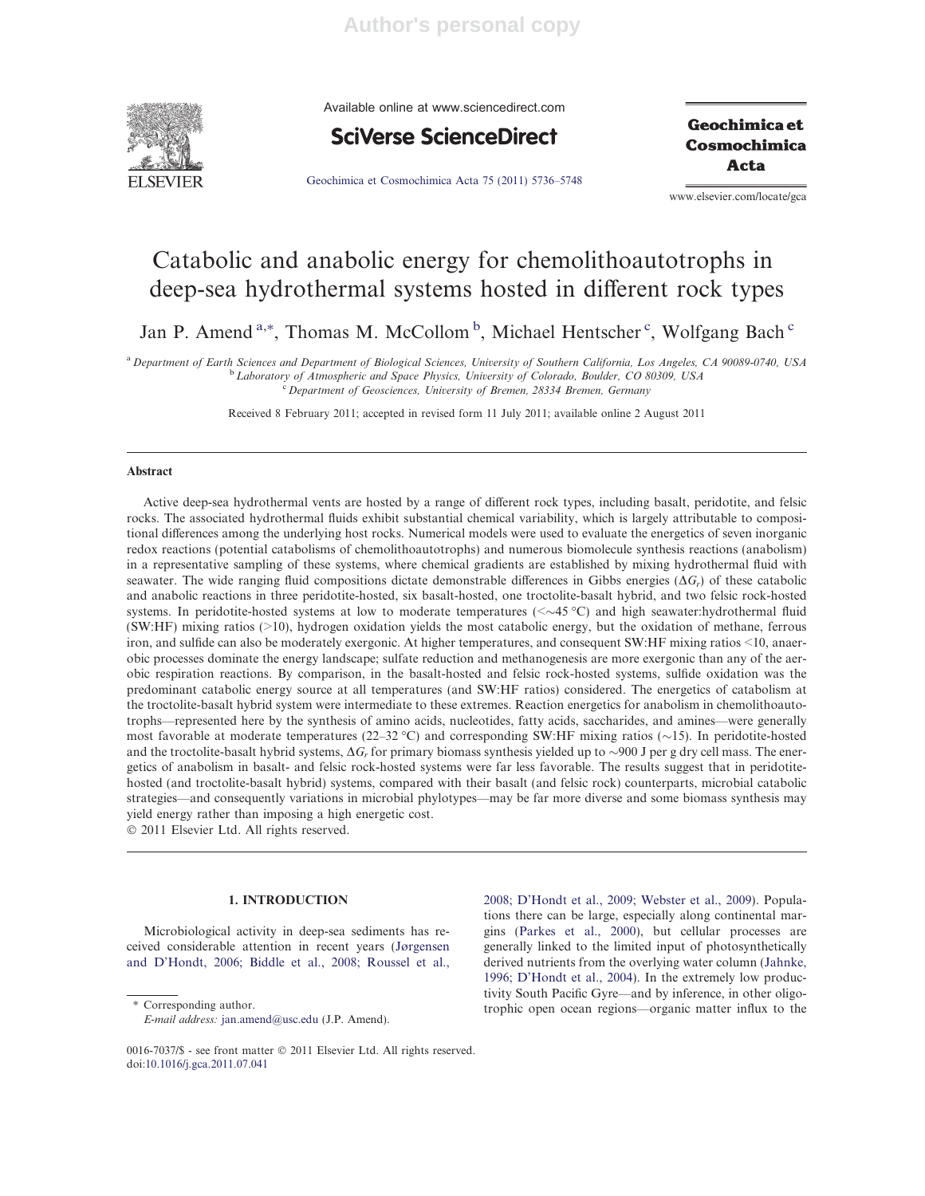# Catabolic and anabolic energy for chemolithoautotrophs in deep-sea hydrothermal systems hosted in different rock types

Jan P. Amend [a,*], Thomas M. McCollom [b], Michael Hentscher [c], Wolfgang Bach [c]

[a] Department of Earth Sciences and Department of Biological Sciences, University of Southern California, Los Angeles, CA 90089-0740, USA
[b] Laboratory of Atmospheric and Space Physics, University of Colorado, Boulder, CO 80309, USA
[c] Department of Geosciences, University of Bremen, 28334 Bremen, Germany

Received 8 February 2011; accepted in revised form 11 July 2011; available online 2 August 2011

## Abstract

Active deep-sea hydrothermal vents are hosted by a range of different rock types, including basalt, peridotite, and felsic rocks. The associated hydrothermal fluids exhibit substantial chemical variability, which is largely attributable to compositional differences among the underlying host rocks. Numerical models were used to evaluate the energetics of seven inorganic redox reactions (potential catabolisms of chemolithoautotrophs) and numerous biomolecule synthesis reactions (anabolism) in a representative sampling of these systems, where chemical gradients are established by mixing hydrothermal fluid with seawater. The wide ranging fluid compositions dictate demonstrable differences in Gibbs energies ($\Delta G_r$) of these catabolic and anabolic reactions in three peridotite-hosted, six basalt-hosted, one troctolite-basalt hybrid, and two felsic rock-hosted systems. In peridotite-hosted systems at low to moderate temperatures ($<\sim45$ °C) and high seawater:hydrothermal fluid (SW:HF) mixing ratios (>10), hydrogen oxidation yields the most catabolic energy, but the oxidation of methane, ferrous iron, and sulfide can also be moderately exergonic. At higher temperatures, and consequent SW:HF mixing ratios <10, anaerobic processes dominate the energy landscape; sulfate reduction and methanogenesis are more exergonic than any of the aerobic respiration reactions. By comparison, in the basalt-hosted and felsic rock-hosted systems, sulfide oxidation was the predominant catabolic energy source at all temperatures (and SW:HF ratios) considered. The energetics of catabolism at the troctolite-basalt hybrid system were intermediate to these extremes. Reaction energetics for anabolism in chemolithoautotrophs—represented here by the synthesis of amino acids, nucleotides, fatty acids, saccharides, and amines—were generally most favorable at moderate temperatures (22–32 °C) and corresponding SW:HF mixing ratios (~15). In peridotite-hosted and the troctolite-basalt hybrid systems, $\Delta G_r$ for primary biomass synthesis yielded up to ~900 J per g dry cell mass. The energetics of anabolism in basalt- and felsic rock-hosted systems were far less favorable. The results suggest that in peridotite-hosted (and troctolite-basalt hybrid) systems, compared with their basalt (and felsic rock) counterparts, microbial catabolic strategies—and consequently variations in microbial phylotypes—may be far more diverse and some biomass synthesis may yield energy rather than imposing a high energetic cost.

© 2011 Elsevier Ltd. All rights reserved.

## 1. INTRODUCTION

Microbiological activity in deep-sea sediments has received considerable attention in recent years (Jørgensen and D'Hondt, 2006; Biddle et al., 2008; Roussel et al., 2008; D'Hondt et al., 2009; Webster et al., 2009). Populations there can be large, especially along continental margins (Parkes et al., 2000), but cellular processes are generally linked to the limited input of photosynthetically derived nutrients from the overlying water column (Jahnke, 1996; D'Hondt et al., 2004). In the extremely low productivity South Pacific Gyre—and by inference, in other oligotrophic open ocean regions—organic matter influx to the

* Corresponding author.
E-mail address: jan.amend@usc.edu (J.P. Amend).

0016-7037/$ - see front matter © 2011 Elsevier Ltd. All rights reserved.
doi:10.1016/j.gca.2011.07.041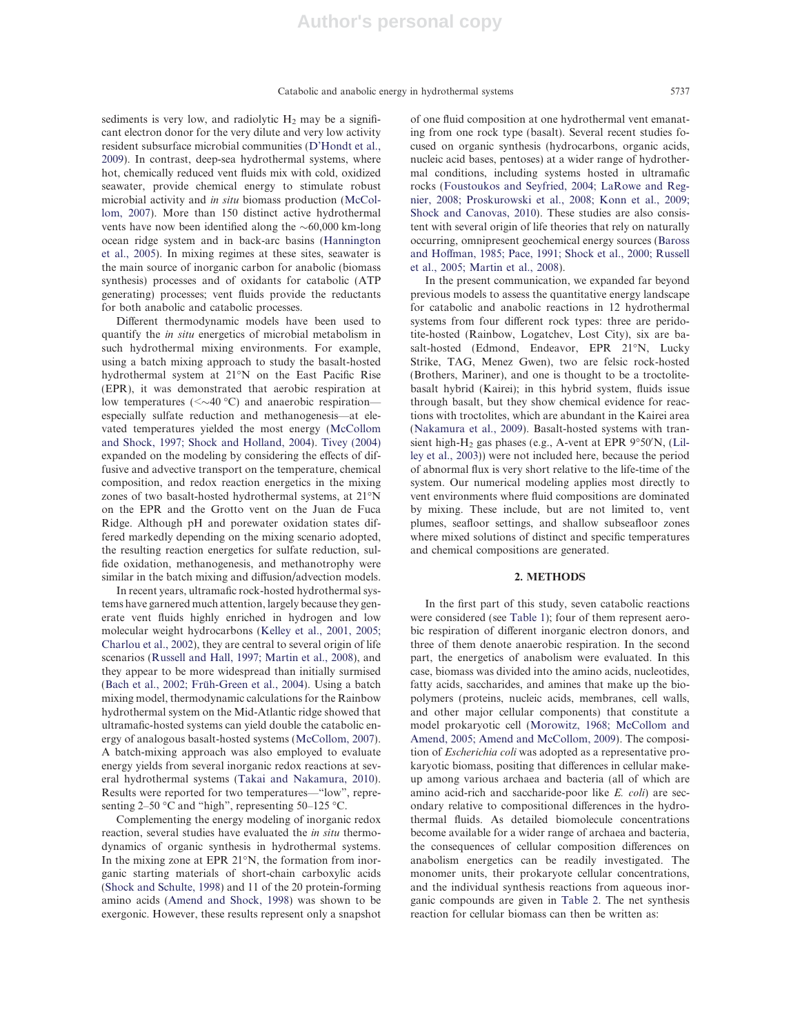sediments is very low, and radiolytic $H_2$ may be a significant electron donor for the very dilute and very low activity resident subsurface microbial communities (D'Hondt et al., 2009). In contrast, deep-sea hydrothermal systems, where hot, chemically reduced vent fluids mix with cold, oxidized seawater, provide chemical energy to stimulate robust microbial activity and *in situ* biomass production (McCollom, 2007). More than 150 distinct active hydrothermal vents have now been identified along the ~60,000 km-long ocean ridge system and in back-arc basins (Hannington et al., 2005). In mixing regimes at these sites, seawater is the main source of inorganic carbon for anabolic (biomass synthesis) processes and of oxidants for catabolic (ATP generating) processes; vent fluids provide the reductants for both anabolic and catabolic processes.

Different thermodynamic models have been used to quantify the *in situ* energetics of microbial metabolism in such hydrothermal mixing environments. For example, using a batch mixing approach to study the basalt-hosted hydrothermal system at 21°N on the East Pacific Rise (EPR), it was demonstrated that aerobic respiration at low temperatures (<~40 °C) and anaerobic respiration—especially sulfate reduction and methanogenesis—at elevated temperatures yielded the most energy (McCollom and Shock, 1997; Shock and Holland, 2004). Tivey (2004) expanded on the modeling by considering the effects of diffusive and advective transport on the temperature, chemical composition, and redox reaction energetics in the mixing zones of two basalt-hosted hydrothermal systems, at 21°N on the EPR and the Grotto vent on the Juan de Fuca Ridge. Although pH and porewater oxidation states differed markedly depending on the mixing scenario adopted, the resulting reaction energetics for sulfate reduction, sulfide oxidation, methanogenesis, and methanotrophy were similar in the batch mixing and diffusion/advection models.

In recent years, ultramafic rock-hosted hydrothermal systems have garnered much attention, largely because they generate vent fluids highly enriched in hydrogen and low molecular weight hydrocarbons (Kelley et al., 2001, 2005; Charlou et al., 2002), they are central to several origin of life scenarios (Russell and Hall, 1997; Martin et al., 2008), and they appear to be more widespread than initially surmised (Bach et al., 2002; Früh-Green et al., 2004). Using a batch mixing model, thermodynamic calculations for the Rainbow hydrothermal system on the Mid-Atlantic ridge showed that ultramafic-hosted systems can yield double the catabolic energy of analogous basalt-hosted systems (McCollom, 2007). A batch-mixing approach was also employed to evaluate energy yields from several inorganic redox reactions at several hydrothermal systems (Takai and Nakamura, 2010). Results were reported for two temperatures—"low", representing 2–50 °C and "high", representing 50–125 °C.

Complementing the energy modeling of inorganic redox reaction, several studies have evaluated the *in situ* thermodynamics of organic synthesis in hydrothermal systems. In the mixing zone at EPR 21°N, the formation from inorganic starting materials of short-chain carboxylic acids (Shock and Schulte, 1998) and 11 of the 20 protein-forming amino acids (Amend and Shock, 1998) was shown to be exergonic. However, these results represent only a snapshot of one fluid composition at one hydrothermal vent emanating from one rock type (basalt). Several recent studies focused on organic synthesis (hydrocarbons, organic acids, nucleic acid bases, pentoses) at a wider range of hydrothermal conditions, including systems hosted in ultramafic rocks (Foustoukos and Seyfried, 2004; LaRowe and Regnier, 2008; Proskurowski et al., 2008; Konn et al., 2009; Shock and Canovas, 2010). These studies are also consistent with several origin of life theories that rely on naturally occurring, omnipresent geochemical energy sources (Baross and Hoffman, 1985; Pace, 1991; Shock et al., 2000; Russell et al., 2005; Martin et al., 2008).

In the present communication, we expanded far beyond previous models to assess the quantitative energy landscape for catabolic and anabolic reactions in 12 hydrothermal systems from four different rock types: three are peridotite-hosted (Rainbow, Logatchev, Lost City), six are basalt-hosted (Edmond, Endeavor, EPR 21°N, Lucky Strike, TAG, Menez Gwen), two are felsic rock-hosted (Brothers, Mariner), and one is thought to be a troctolite-basalt hybrid (Kairei); in this hybrid system, fluids issue through basalt, but they show chemical evidence for reactions with troctolites, which are abundant in the Kairei area (Nakamura et al., 2009). Basalt-hosted systems with transient high-$H_2$ gas phases (e.g., A-vent at EPR 9°50′N, (Lilley et al., 2003)) were not included here, because the period of abnormal flux is very short relative to the life-time of the system. Our numerical modeling applies most directly to vent environments where fluid compositions are dominated by mixing. These include, but are not limited to, vent plumes, seafloor settings, and shallow subseafloor zones where mixed solutions of distinct and specific temperatures and chemical compositions are generated.

## 2. METHODS

In the first part of this study, seven catabolic reactions were considered (see Table 1); four of them represent aerobic respiration of different inorganic electron donors, and three of them denote anaerobic respiration. In the second part, the energetics of anabolism were evaluated. In this case, biomass was divided into the amino acids, nucleotides, fatty acids, saccharides, and amines that make up the biopolymers (proteins, nucleic acids, membranes, cell walls, and other major cellular components) that constitute a model prokaryotic cell (Morowitz, 1968; McCollom and Amend, 2005; Amend and McCollom, 2009). The composition of *Escherichia coli* was adopted as a representative prokaryotic biomass, positing that differences in cellular makeup among various archaea and bacteria (all of which are amino acid-rich and saccharide-poor like *E. coli*) are secondary relative to compositional differences in the hydrothermal fluids. As detailed biomolecule concentrations become available for a wider range of archaea and bacteria, the consequences of cellular composition differences on anabolism energetics can be readily investigated. The monomer units, their prokaryote cellular concentrations, and the individual synthesis reactions from aqueous inorganic compounds are given in Table 2. The net synthesis reaction for cellular biomass can then be written as: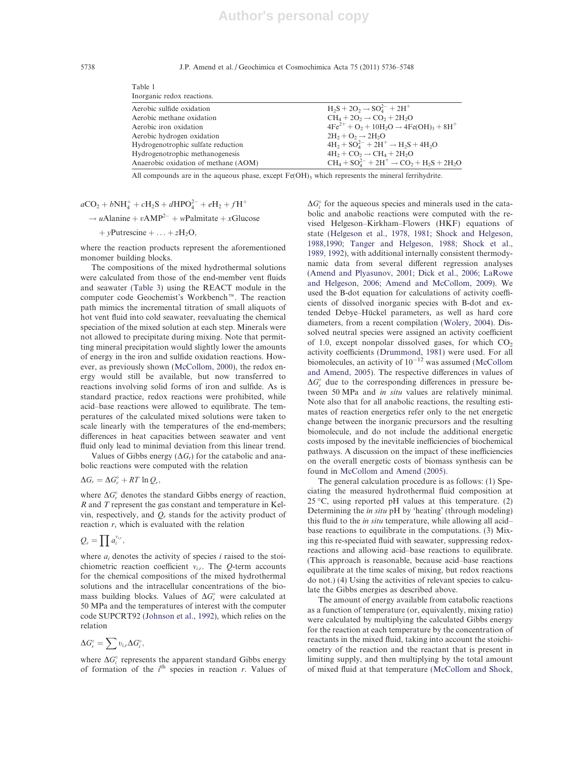Table 1
Inorganic redox reactions.

| | |
|---|---|
| Aerobic sulfide oxidation | $H_2S + 2O_2 \rightarrow SO_4^{2-} + 2H^+$ |
| Aerobic methane oxidation | $CH_4 + 2O_2 \rightarrow CO_2 + 2H_2O$ |
| Aerobic iron oxidation | $4Fe^{2+} + O_2 + 10H_2O \rightarrow 4Fe(OH)_3 + 8H^+$ |
| Aerobic hydrogen oxidation | $2H_2 + O_2 \rightarrow 2H_2O$ |
| Hydrogenotrophic sulfate reduction | $4H_2 + SO_4^{2-} + 2H^+ \rightarrow H_2S + 4H_2O$ |
| Hydrogenotrophic methanogenesis | $4H_2 + CO_2 \rightarrow CH_4 + 2H_2O$ |
| Anaerobic oxidation of methane (AOM) | $CH_4 + SO_4^{2-} + 2H^+ \rightarrow CO_2 + H_2S + 2H_2O$ |

All compounds are in the aqueous phase, except $Fe(OH)_3$ which represents the mineral ferrihydrite.

$$
\begin{aligned}
&a\mathrm{CO_2} + b\mathrm{NH_4^+} + c\mathrm{H_2S} + d\mathrm{HPO_4^{2-}} + e\mathrm{H_2} + f\mathrm{H^+} \\
&\rightarrow u\mathrm{Alanine} + v\mathrm{AMP^{2-}} + w\mathrm{Palmitate} + x\mathrm{Glucose} \\
&\quad + y\mathrm{Putrescine} + \ldots + z\mathrm{H_2O},
\end{aligned}
$$

where the reaction products represent the aforementioned monomer building blocks.

The compositions of the mixed hydrothermal solutions were calculated from those of the end-member vent fluids and seawater (Table 3) using the REACT module in the computer code Geochemist's Workbench™. The reaction path mimics the incremental titration of small aliquots of hot vent fluid into cold seawater, reevaluating the chemical speciation of the mixed solution at each step. Minerals were not allowed to precipitate during mixing. Note that permitting mineral precipitation would slightly lower the amounts of energy in the iron and sulfide oxidation reactions. However, as previously shown (McCollom, 2000), the redox energy would still be available, but now transferred to reactions involving solid forms of iron and sulfide. As is standard practice, redox reactions were prohibited, while acid–base reactions were allowed to equilibrate. The temperatures of the calculated mixed solutions were taken to scale linearly with the temperatures of the end-members; differences in heat capacities between seawater and vent fluid only lead to minimal deviation from this linear trend.

Values of Gibbs energy ($\Delta G_r$) for the catabolic and anabolic reactions were computed with the relation

$$\Delta G_r = \Delta G_r^\circ + RT \ln Q_r,$$

where $\Delta G_r^\circ$ denotes the standard Gibbs energy of reaction, $R$ and $T$ represent the gas constant and temperature in Kelvin, respectively, and $Q_r$ stands for the activity product of reaction $r$, which is evaluated with the relation

$$Q_r = \prod a_i^{v_{i,r}},$$

where $a_i$ denotes the activity of species $i$ raised to the stoichiometric reaction coefficient $v_{i,r}$. The $Q$-term accounts for the chemical compositions of the mixed hydrothermal solutions and the intracellular concentrations of the biomass building blocks. Values of $\Delta G_r^\circ$ were calculated at 50 MPa and the temperatures of interest with the computer code SUPCRT92 (Johnson et al., 1992), which relies on the relation

$$\Delta G_r^\circ = \sum v_{i,r} \Delta G_i^\circ,$$

where $\Delta G_i^\circ$ represents the apparent standard Gibbs energy of formation of the $i^{\text{th}}$ species in reaction $r$. Values of $\Delta G_i^\circ$ for the aqueous species and minerals used in the catabolic and anabolic reactions were computed with the revised Helgeson–Kirkham–Flowers (HKF) equations of state (Helgeson et al., 1978, 1981; Shock and Helgeson, 1988,1990; Tanger and Helgeson, 1988; Shock et al., 1989, 1992), with additional internally consistent thermodynamic data from several different regression analyses (Amend and Plyasunov, 2001; Dick et al., 2006; LaRowe and Helgeson, 2006; Amend and McCollom, 2009). We used the B-dot equation for calculations of activity coefficients of dissolved inorganic species with B-dot and extended Debye–Hückel parameters, as well as hard core diameters, from a recent compilation (Wolery, 2004). Dissolved neutral species were assigned an activity coefficient of 1.0, except nonpolar dissolved gases, for which $CO_2$ activity coefficients (Drummond, 1981) were used. For all biomolecules, an activity of $10^{-12}$ was assumed (McCollom and Amend, 2005). The respective differences in values of $\Delta G_r^\circ$ due to the corresponding differences in pressure between 50 MPa and *in situ* values are relatively minimal. Note also that for all anabolic reactions, the resulting estimates of reaction energetics refer only to the net energetic change between the inorganic precursors and the resulting biomolecule, and do not include the additional energetic costs imposed by the inevitable inefficiencies of biochemical pathways. A discussion on the impact of these inefficiencies on the overall energetic costs of biomass synthesis can be found in McCollom and Amend (2005).

The general calculation procedure is as follows: (1) Speciating the measured hydrothermal fluid composition at 25 °C, using reported pH values at this temperature. (2) Determining the *in situ* pH by 'heating' (through modeling) this fluid to the *in situ* temperature, while allowing all acid–base reactions to equilibrate in the computations. (3) Mixing this re-speciated fluid with seawater, suppressing redox-reactions and allowing acid–base reactions to equilibrate. (This approach is reasonable, because acid–base reactions equilibrate at the time scales of mixing, but redox reactions do not.) (4) Using the activities of relevant species to calculate the Gibbs energies as described above.

The amount of energy available from catabolic reactions as a function of temperature (or, equivalently, mixing ratio) were calculated by multiplying the calculated Gibbs energy for the reaction at each temperature by the concentration of reactants in the mixed fluid, taking into account the stoichiometry of the reaction and the reactant that is present in limiting supply, and then multiplying by the total amount of mixed fluid at that temperature (McCollom and Shock,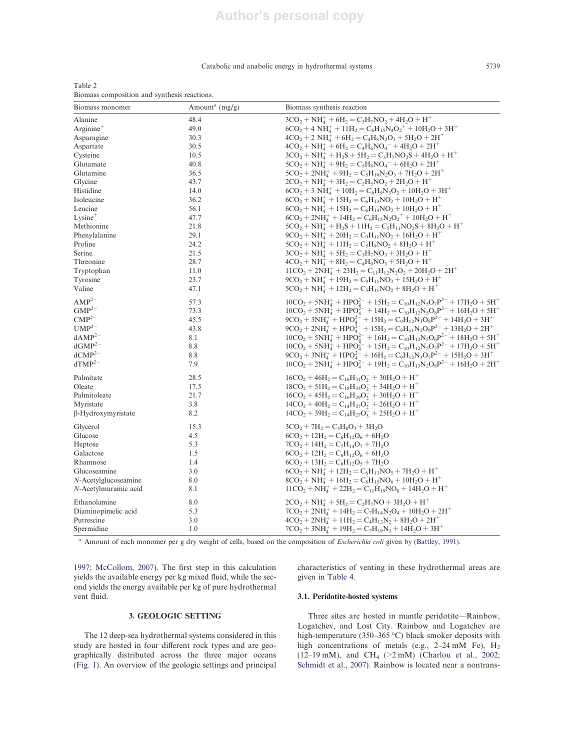Table 2
Biomass composition and synthesis reactions.

| Biomass monomer | Amount[a] (mg/g) | Biomass synthesis reaction |
|---|---|---|
| Alanine | 48.4 | $3CO_2 + NH_4^+ + 6H_2 = C_3H_7NO_2 + 4H_2O + H^+$ |
| Arginine$^+$ | 49.0 | $6CO_2 + 4\ NH_4^+ + 11H_2 = C_6H_{15}N_4O_2^+ + 10H_2O + 3H^+$ |
| Asparagine | 30.3 | $4CO_2 + 2\ NH_4^+ + 6H_2 = C_4H_8N_2O_3 + 5H_2O + 2H^+$ |
| Aspartate | 30.5 | $4CO_2 + NH_4^+ + 6H_2 = C_4H_6NO_4^- + 4H_2O + 2H^+$ |
| Cysteine | 10.5 | $3CO_2 + NH_4^+ + H_2S + 5H_2 = C_3H_7NO_2S + 4H_2O + H^+$ |
| Glutamate | 40.8 | $5CO_2 + NH_4^+ + 9H_2 = C_5H_8NO_4^- + 6H_2O + 2H^+$ |
| Glutamine | 36.5 | $5CO_2 + 2NH_4^+ + 9H_2 = C_5H_{10}N_2O_3 + 7H_2O + 2H^+$ |
| Glycine | 43.7 | $2CO_2 + NH_4^+ + 3H_2 = C_2H_5NO_2 + 2H_2O + H^+$ |
| Histidine | 14.0 | $6CO_2 + 3\ NH_4^+ + 10H_2 = C_6H_9N_3O_2 + 10H_2O + 3H^+$ |
| Isoleucine | 36.2 | $6CO_2 + NH_4^+ + 15H_2 = C_6H_{13}NO_2 + 10H_2O + H^+$ |
| Leucine | 56.1 | $6CO_2 + NH_4^+ + 15H_2 = C_6H_{13}NO_2 + 10H_2O + H^+$ |
| Lysine$^+$ | 47.7 | $6CO_2 + 2NH_4^+ + 14H_2 = C_6H_{15}N_2O_2^+ + 10H_2O + H^+$ |
| Methionine | 21.8 | $5CO_2 + NH_4^+ + H_2S + 11H_2 = C_5H_{11}NO_2S + 8H_2O + H^+$ |
| Phenylalanine | 29.1 | $9CO_2 + NH_4^+ + 20H_2 = C_9H_{11}NO_2 + 16H_2O + H^+$ |
| Proline | 24.2 | $5CO_2 + NH_4^+ + 11H_2 = C_5H_9NO_2 + 8H_2O + H^+$ |
| Serine | 21.5 | $3CO_2 + NH_4^+ + 5H_2 = C_3H_7NO_3 + 3H_2O + H^+$ |
| Threonine | 28.7 | $4CO_2 + NH_4^+ + 8H_2 = C_4H_9NO_3 + 5H_2O + H^+$ |
| Tryptophan | 11.0 | $11CO_2 + 2NH_4^+ + 23H_2 = C_{11}H_{12}N_2O_2 + 20H_2O + 2H^+$ |
| Tyrosine | 23.7 | $9CO_2 + NH_4^+ + 19H_2 = C_9H_{11}NO_3 + 15H_2O + H^+$ |
| Valine | 47.1 | $5CO_2 + NH_4^+ + 12H_2 = C_5H_{11}NO_2 + 8H_2O + H^+$ |
| $AMP^{2-}$ | 57.3 | $10CO_2 + 5NH_4^+ + HPO_4^{2-} + 15H_2 = C_{10}H_{12}N_5O_7P^{2-} + 17H_2O + 5H^+$ |
| $GMP^{2-}$ | 73.3 | $10CO_2 + 5NH_4^+ + HPO_4^{2-} + 14H_2 = C_{10}H_{12}N_5O_8P^{2-} + 16H_2O + 5H^+$ |
| $CMP^{2-}$ | 45.5 | $9CO_2 + 3NH_4^+ + HPO_4^{2-} + 15H_2 = C_9H_{12}N_3O_8P^{2-} + 14H_2O + 3H^+$ |
| $UMP^{2-}$ | 43.8 | $9CO_2 + 2NH_4^+ + HPO_4^{2-} + 15H_2 = C_9H_{11}N_2O_9P^{2-} + 13H_2O + 2H^+$ |
| $dAMP^{2-}$ | 8.1 | $10CO_2 + 5NH_4^+ + HPO_4^{2-} + 16H_2 = C_{10}H_{12}N_5O_6P^{2-} + 18H_2O + 5H^+$ |
| $dGMP^{2-}$ | 8.8 | $10CO_2 + 5NH_4^+ + HPO_4^{2-} + 15H_2 = C_{10}H_{12}N_5O_7P^{2-} + 17H_2O + 5H^+$ |
| $dCMP^{2-}$ | 8.8 | $9CO_2 + 3NH_4^+ + HPO_4^{2-} + 16H_2 = C_9H_{12}N_3O_7P^{2-} + 15H_2O + 3H^+$ |
| $dTMP^{2-}$ | 7.9 | $10CO_2 + 2NH_4^+ + HPO_4^{2-} + 19H_2 = C_{10}H_{13}N_2O_8P^{2-} + 16H_2O + 2H^+$ |
| Palmitate | 28.5 | $16CO_2 + 46H_2 = C_{16}H_{31}O_2^- + 30H_2O + H^+$ |
| Oleate | 17.5 | $18CO_2 + 51H_2 = C_{18}H_{33}O_2^- + 34H_2O + H^+$ |
| Palmitoleate | 21.7 | $16CO_2 + 45H_2 = C_{16}H_{29}O_2^- + 30H_2O + H^+$ |
| Myristate | 3.8 | $14CO_2 + 40H_2 = C_{14}H_{27}O_2^- + 26H_2O + H^+$ |
| β-Hydroxymyristate | 8.2 | $14CO_2 + 39H_2 = C_{14}H_{27}O_3^- + 25H_2O + H^+$ |
| Glycerol | 15.3 | $3CO_2 + 7H_2 = C_3H_8O_3 + 3H_2O$ |
| Glucose | 4.5 | $6CO_2 + 12H_2 = C_6H_{12}O_6 + 6H_2O$ |
| Heptose | 5.3 | $7CO_2 + 14H_2 = C_7H_{14}O_7 + 7H_2O$ |
| Galactose | 1.5 | $6CO_2 + 12H_2 = C_6H_{12}O_6 + 6H_2O$ |
| Rhamnose | 1.4 | $6CO_2 + 13H_2 = C_6H_{12}O_5 + 7H_2O$ |
| Glucoseamine | 3.0 | $6CO_2 + NH_4^+ + 12H_2 = C_6H_{13}NO_5 + 7H_2O + H^+$ |
| *N*-Acetylglucoseamine | 8.0 | $8CO_2 + NH_4^+ + 16H_2 = C_8H_{15}NO_6 + 10H_2O + H^+$ |
| *N*-Acetylmuramic acid | 8.1 | $11CO_2 + NH_4^+ + 22H_2 = C_{11}H_{19}NO_8 + 14H_2O + H^+$ |
| Ethanolamine | 8.0 | $2CO_2 + NH_4^+ + 5H_2 = C_2H_7NO + 3H_2O + H^+$ |
| Diaminopimelic acid | 5.3 | $7CO_2 + 2NH_4^+ + 14H_2 = C_7H_{14}N_2O_4 + 10H_2O + 2H^+$ |
| Putrescine | 3.0 | $4CO_2 + 2NH_4^+ + 11H_2 = C_4H_{12}N_2 + 8H_2O + 2H^+$ |
| Spermidine | 1.0 | $7CO_2 + 3NH_4^+ + 19H_2 = C_7H_{19}N_3 + 14H_2O + 3H^+$ |

[a] Amount of each monomer per g dry weight of cells, based on the composition of *Escherichia coli* given by (Battley, 1991).

1997; McCollom, 2007). The first step in this calculation yields the available energy per kg mixed fluid, while the second yields the energy available per kg of pure hydrothermal vent fluid.

## 3. GEOLOGIC SETTING

The 12 deep-sea hydrothermal systems considered in this study are hosted in four different rock types and are geographically distributed across the three major oceans (Fig. 1). An overview of the geologic settings and principal characteristics of venting in these hydrothermal areas are given in Table 4.

### 3.1. Peridotite-hosted systems

Three sites are hosted in mantle peridotite—Rainbow, Logatchev, and Lost City. Rainbow and Logatchev are high-temperature (350–365 °C) black smoker deposits with high concentrations of metals (e.g., 2–24 mM Fe), $H_2$ (12–19 mM), and $CH_4$ (>2 mM) (Charlou et al., 2002; Schmidt et al., 2007). Rainbow is located near a nontrans-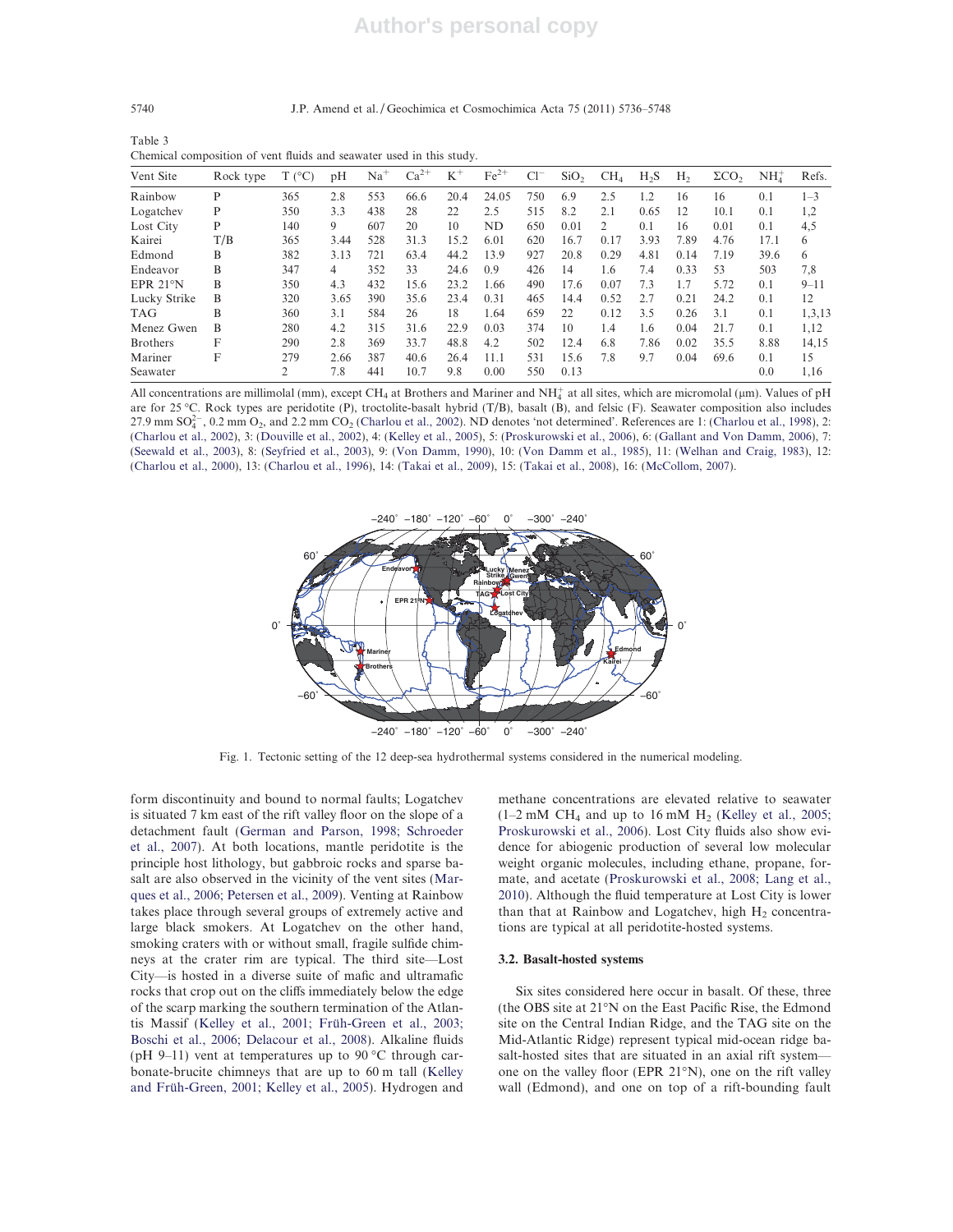Table 3
Chemical composition of vent fluids and seawater used in this study.

| Vent Site | Rock type | T (°C) | pH | $Na^+$ | $Ca^{2+}$ | $K^+$ | $Fe^{2+}$ | $Cl^-$ | $SiO_2$ | $CH_4$ | $H_2S$ | $H_2$ | $\Sigma CO_2$ | $NH_4^+$ | Refs. |
|---|---|---|---|---|---|---|---|---|---|---|---|---|---|---|---|
| Rainbow | P | 365 | 2.8 | 553 | 66.6 | 20.4 | 24.05 | 750 | 6.9 | 2.5 | 1.2 | 16 | 16 | 0.1 | 1–3 |
| Logatchev | P | 350 | 3.3 | 438 | 28 | 22 | 2.5 | 515 | 8.2 | 2.1 | 0.65 | 12 | 10.1 | 0.1 | 1,2 |
| Lost City | P | 140 | 9 | 607 | 20 | 10 | ND | 650 | 0.01 | 2 | 0.1 | 16 | 0.01 | 0.1 | 4,5 |
| Kairei | T/B | 365 | 3.44 | 528 | 31.3 | 15.2 | 6.01 | 620 | 16.7 | 0.17 | 3.93 | 7.89 | 4.76 | 17.1 | 6 |
| Edmond | B | 382 | 3.13 | 721 | 63.4 | 44.2 | 13.9 | 927 | 20.8 | 0.29 | 4.81 | 0.14 | 7.19 | 39.6 | 6 |
| Endeavor | B | 347 | 4 | 352 | 33 | 24.6 | 0.9 | 426 | 14 | 1.6 | 7.4 | 0.33 | 53 | 503 | 7,8 |
| EPR 21°N | B | 350 | 4.3 | 432 | 15.6 | 23.2 | 1.66 | 490 | 17.6 | 0.07 | 7.3 | 1.7 | 5.72 | 0.1 | 9–11 |
| Lucky Strike | B | 320 | 3.65 | 390 | 35.6 | 23.4 | 0.31 | 465 | 14.4 | 0.52 | 2.7 | 0.21 | 24.2 | 0.1 | 12 |
| TAG | B | 360 | 3.1 | 584 | 26 | 18 | 1.64 | 659 | 22 | 0.12 | 3.5 | 0.26 | 3.1 | 0.1 | 1,3,13 |
| Menez Gwen | B | 280 | 4.2 | 315 | 31.6 | 22.9 | 0.03 | 374 | 10 | 1.4 | 1.6 | 0.04 | 21.7 | 0.1 | 1,12 |
| Brothers | F | 290 | 2.8 | 369 | 33.7 | 48.8 | 4.2 | 502 | 12.4 | 6.8 | 7.86 | 0.02 | 35.5 | 8.88 | 14,15 |
| Mariner | F | 279 | 2.66 | 387 | 40.6 | 26.4 | 11.1 | 531 | 15.6 | 7.8 | 9.7 | 0.04 | 69.6 | 0.1 | 15 |
| Seawater | | 2 | 7.8 | 441 | 10.7 | 9.8 | 0.00 | 550 | 0.13 | | | | | 0.0 | 1,16 |

All concentrations are millimolal (mm), except $CH_4$ at Brothers and Mariner and $NH_4^+$ at all sites, which are micromolal (μm). Values of pH are for 25 °C. Rock types are peridotite (P), troctolite-basalt hybrid (T/B), basalt (B), and felsic (F). Seawater composition also includes 27.9 mm $SO_4^{2-}$, 0.2 mm $O_2$, and 2.2 mm $CO_2$ (Charlou et al., 2002). ND denotes 'not determined'. References are 1: (Charlou et al., 1998), 2: (Charlou et al., 2002), 3: (Douville et al., 2002), 4: (Kelley et al., 2005), 5: (Proskurowski et al., 2006), 6: (Gallant and Von Damm, 2006), 7: (Seewald et al., 2003), 8: (Seyfried et al., 2003), 9: (Von Damm, 1990), 10: (Von Damm et al., 1985), 11: (Welhan and Craig, 1983), 12: (Charlou et al., 2000), 13: (Charlou et al., 1996), 14: (Takai et al., 2009), 15: (Takai et al., 2008), 16: (McCollom, 2007).

Fig. 1. Tectonic setting of the 12 deep-sea hydrothermal systems considered in the numerical modeling.

form discontinuity and bound to normal faults; Logatchev is situated 7 km east of the rift valley floor on the slope of a detachment fault (German and Parson, 1998; Schroeder et al., 2007). At both locations, mantle peridotite is the principle host lithology, but gabbroic rocks and sparse basalt are also observed in the vicinity of the vent sites (Marques et al., 2006; Petersen et al., 2009). Venting at Rainbow takes place through several groups of extremely active and large black smokers. At Logatchev on the other hand, smoking craters with or without small, fragile sulfide chimneys at the crater rim are typical. The third site—Lost City—is hosted in a diverse suite of mafic and ultramafic rocks that crop out on the cliffs immediately below the edge of the scarp marking the southern termination of the Atlantis Massif (Kelley et al., 2001; Früh-Green et al., 2003; Boschi et al., 2006; Delacour et al., 2008). Alkaline fluids (pH 9–11) vent at temperatures up to 90 °C through carbonate-brucite chimneys that are up to 60 m tall (Kelley and Früh-Green, 2001; Kelley et al., 2005). Hydrogen and methane concentrations are elevated relative to seawater (1–2 mM $CH_4$ and up to 16 mM $H_2$ (Kelley et al., 2005; Proskurowski et al., 2006). Lost City fluids also show evidence for abiogenic production of several low molecular weight organic molecules, including ethane, propane, formate, and acetate (Proskurowski et al., 2008; Lang et al., 2010). Although the fluid temperature at Lost City is lower than that at Rainbow and Logatchev, high $H_2$ concentrations are typical at all peridotite-hosted systems.

### 3.2. Basalt-hosted systems

Six sites considered here occur in basalt. Of these, three (the OBS site at 21°N on the East Pacific Rise, the Edmond site on the Central Indian Ridge, and the TAG site on the Mid-Atlantic Ridge) represent typical mid-ocean ridge basalt-hosted sites that are situated in an axial rift system—one on the valley floor (EPR 21°N), one on the rift valley wall (Edmond), and one on top of a rift-bounding fault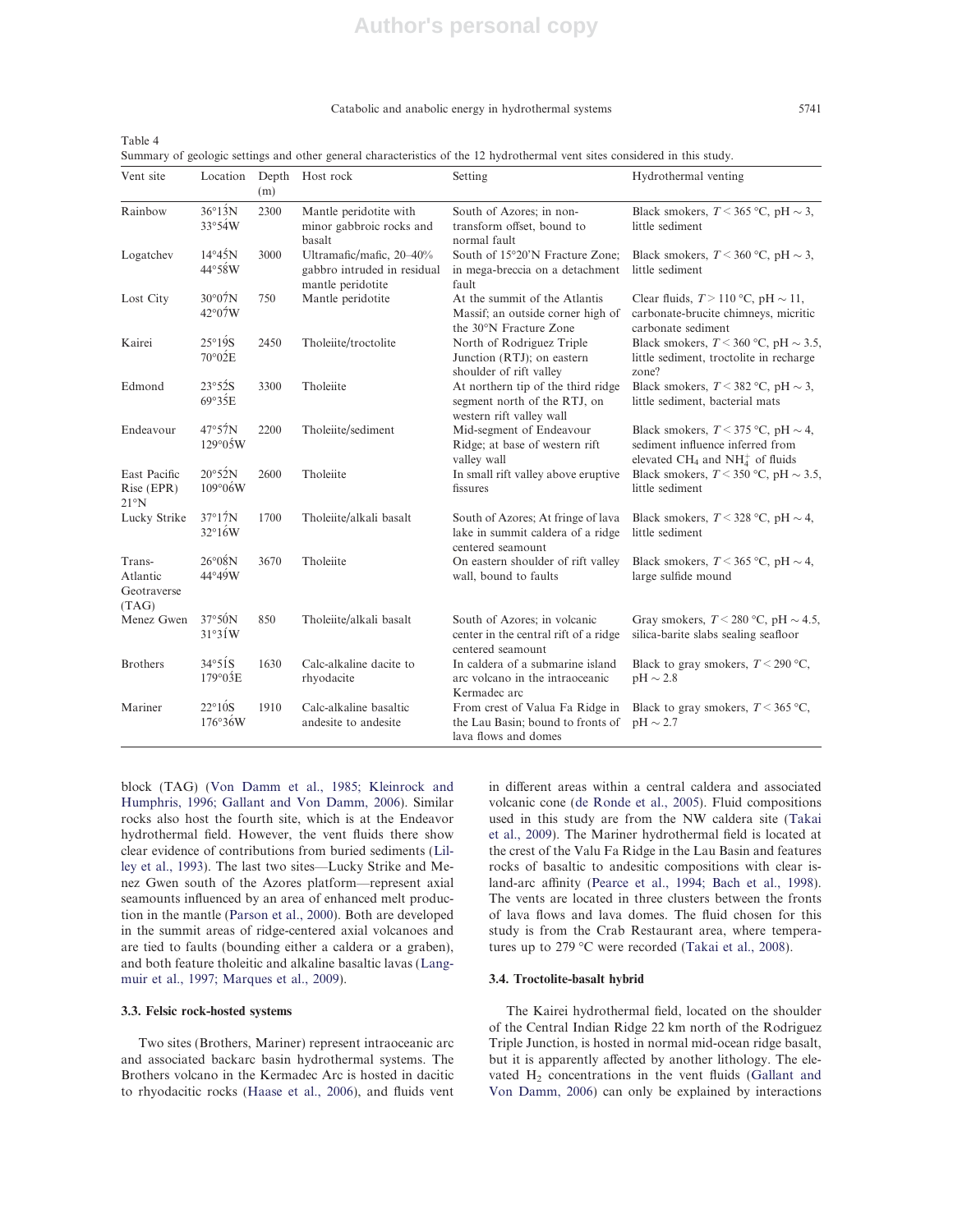Table 4
Summary of geologic settings and other general characteristics of the 12 hydrothermal vent sites considered in this study.

| Vent site | Location | Depth (m) | Host rock | Setting | Hydrothermal venting |
|---|---|---|---|---|---|
| Rainbow | 36°13′N 33°54′W | 2300 | Mantle peridotite with minor gabbroic rocks and basalt | South of Azores; in non-transform offset, bound to normal fault | Black smokers, $T < 365$ °C, pH ∼ 3, little sediment |
| Logatchev | 14°45′N 44°58′W | 3000 | Ultramafic/mafic, 20–40% gabbro intruded in residual mantle peridotite | South of 15°20′N Fracture Zone; in mega-breccia on a detachment fault | Black smokers, $T < 360$ °C, pH ∼ 3, little sediment |
| Lost City | 30°07′N 42°07′W | 750 | Mantle peridotite | At the summit of the Atlantis Massif; an outside corner high of the 30°N Fracture Zone | Clear fluids, $T > 110$ °C, pH ∼ 11, carbonate-brucite chimneys, micritic carbonate sediment |
| Kairei | 25°19′S 70°02′E | 2450 | Tholeiite/troctolite | North of Rodriguez Triple Junction (RTJ); on eastern shoulder of rift valley | Black smokers, $T < 360$ °C, pH ∼ 3.5, little sediment, troctolite in recharge zone? |
| Edmond | 23°52′S 69°35′E | 3300 | Tholeiite | At northern tip of the third ridge segment north of the RTJ, on western rift valley wall | Black smokers, $T < 382$ °C, pH ∼ 3, little sediment, bacterial mats |
| Endeavour | 47°57′N 129°05′W | 2200 | Tholeiite/sediment | Mid-segment of Endeavour Ridge; at base of western rift valley wall | Black smokers, $T < 375$ °C, pH ∼ 4, sediment influence inferred from elevated $CH_4$ and $NH_4^+$ of fluids |
| East Pacific Rise (EPR) 21°N | 20°52′N 109°06′W | 2600 | Tholeiite | In small rift valley above eruptive fissures | Black smokers, $T < 350$ °C, pH ∼ 3.5, little sediment |
| Lucky Strike | 37°17′N 32°16′W | 1700 | Tholeiite/alkali basalt | South of Azores; At fringe of lava lake in summit caldera of a ridge centered seamount | Black smokers, $T < 328$ °C, pH ∼ 4, little sediment |
| Trans-Atlantic Geotraverse (TAG) | 26°08′N 44°49′W | 3670 | Tholeiite | On eastern shoulder of rift valley wall, bound to faults | Black smokers, $T < 365$ °C, pH ∼ 4, large sulfide mound |
| Menez Gwen | 37°50′N 31°31′W | 850 | Tholeiite/alkali basalt | South of Azores; in volcanic center in the central rift of a ridge centered seamount | Gray smokers, $T < 280$ °C, pH ∼ 4.5, silica-barite slabs sealing seafloor |
| Brothers | 34°51′S 179°03′E | 1630 | Calc-alkaline dacite to rhyodacite | In caldera of a submarine island arc volcano in the intraoceanic Kermadec arc | Black to gray smokers, $T < 290$ °C, pH ∼ 2.8 |
| Mariner | 22°10′S 176°36′W | 1910 | Calc-alkaline basaltic andesite to andesite | From crest of Valua Fa Ridge in the Lau Basin; bound to fronts of lava flows and domes | Black to gray smokers, $T < 365$ °C, pH ∼ 2.7 |

block (TAG) (Von Damm et al., 1985; Kleinrock and Humphris, 1996; Gallant and Von Damm, 2006). Similar rocks also host the fourth site, which is at the Endeavor hydrothermal field. However, the vent fluids there show clear evidence of contributions from buried sediments (Lilley et al., 1993). The last two sites—Lucky Strike and Menez Gwen south of the Azores platform—represent axial seamounts influenced by an area of enhanced melt production in the mantle (Parson et al., 2000). Both are developed in the summit areas of ridge-centered axial volcanoes and are tied to faults (bounding either a caldera or a graben), and both feature tholeitic and alkaline basaltic lavas (Langmuir et al., 1997; Marques et al., 2009).

### 3.3. Felsic rock-hosted systems

Two sites (Brothers, Mariner) represent intraoceanic arc and associated backarc basin hydrothermal systems. The Brothers volcano in the Kermadec Arc is hosted in dacitic to rhyodacitic rocks (Haase et al., 2006), and fluids vent in different areas within a central caldera and associated volcanic cone (de Ronde et al., 2005). Fluid compositions used in this study are from the NW caldera site (Takai et al., 2009). The Mariner hydrothermal field is located at the crest of the Valu Fa Ridge in the Lau Basin and features rocks of basaltic to andesitic compositions with clear island-arc affinity (Pearce et al., 1994; Bach et al., 1998). The vents are located in three clusters between the fronts of lava flows and lava domes. The fluid chosen for this study is from the Crab Restaurant area, where temperatures up to 279 °C were recorded (Takai et al., 2008).

### 3.4. Troctolite-basalt hybrid

The Kairei hydrothermal field, located on the shoulder of the Central Indian Ridge 22 km north of the Rodriguez Triple Junction, is hosted in normal mid-ocean ridge basalt, but it is apparently affected by another lithology. The elevated $H_2$ concentrations in the vent fluids (Gallant and Von Damm, 2006) can only be explained by interactions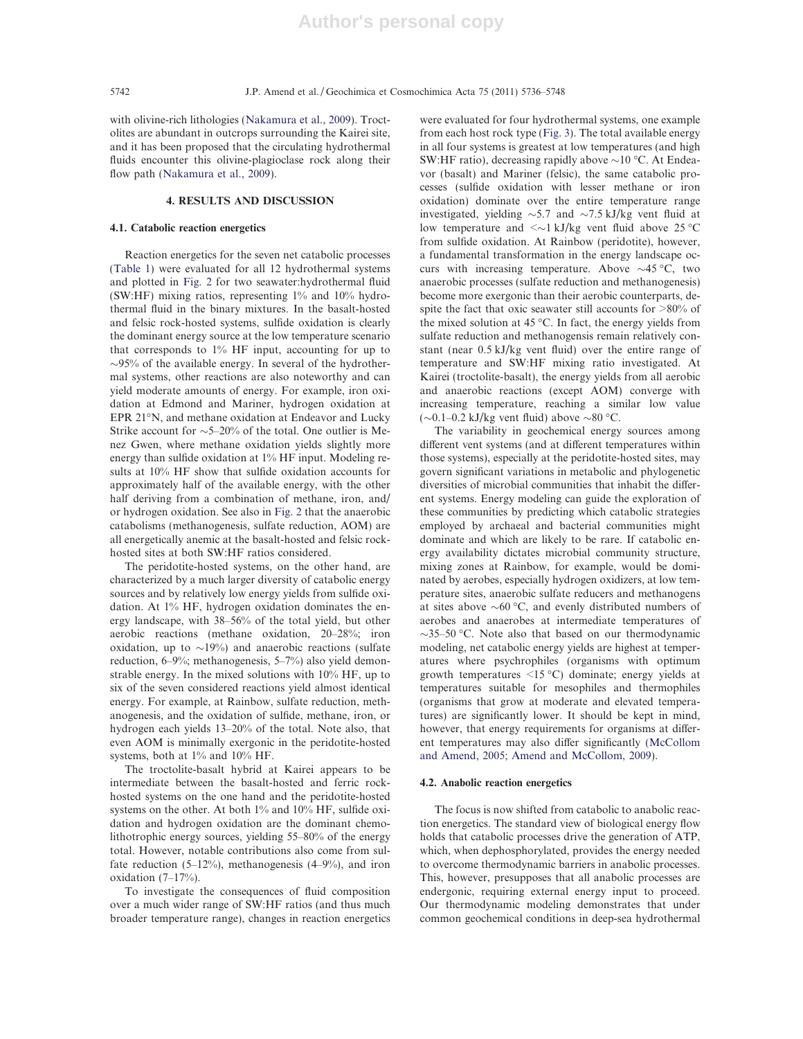with olivine-rich lithologies (Nakamura et al., 2009). Troctolites are abundant in outcrops surrounding the Kairei site, and it has been proposed that the circulating hydrothermal fluids encounter this olivine-plagioclase rock along their flow path (Nakamura et al., 2009).

## 4. RESULTS AND DISCUSSION

### 4.1. Catabolic reaction energetics

Reaction energetics for the seven net catabolic processes (Table 1) were evaluated for all 12 hydrothermal systems and plotted in Fig. 2 for two seawater:hydrothermal fluid (SW:HF) mixing ratios, representing 1% and 10% hydrothermal fluid in the binary mixtures. In the basalt-hosted and felsic rock-hosted systems, sulfide oxidation is clearly the dominant energy source at the low temperature scenario that corresponds to 1% HF input, accounting for up to ~95% of the available energy. In several of the hydrothermal systems, other reactions are also noteworthy and can yield moderate amounts of energy. For example, iron oxidation at Edmond and Mariner, hydrogen oxidation at EPR 21°N, and methane oxidation at Endeavor and Lucky Strike account for ~5–20% of the total. One outlier is Menez Gwen, where methane oxidation yields slightly more energy than sulfide oxidation at 1% HF input. Modeling results at 10% HF show that sulfide oxidation accounts for approximately half of the available energy, with the other half deriving from a combination of methane, iron, and/or hydrogen oxidation. See also in Fig. 2 that the anaerobic catabolisms (methanogenesis, sulfate reduction, AOM) are all energetically anemic at the basalt-hosted and felsic rock-hosted sites at both SW:HF ratios considered.

The peridotite-hosted systems, on the other hand, are characterized by a much larger diversity of catabolic energy sources and by relatively low energy yields from sulfide oxidation. At 1% HF, hydrogen oxidation dominates the energy landscape, with 38–56% of the total yield, but other aerobic reactions (methane oxidation, 20–28%; iron oxidation, up to ~19%) and anaerobic reactions (sulfate reduction, 6–9%; methanogenesis, 5–7%) also yield demonstrable energy. In the mixed solutions with 10% HF, up to six of the seven considered reactions yield almost identical energy. For example, at Rainbow, sulfate reduction, methanogenesis, and the oxidation of sulfide, methane, iron, or hydrogen each yields 13–20% of the total. Note also, that even AOM is minimally exergonic in the peridotite-hosted systems, both at 1% and 10% HF.

The troctolite-basalt hybrid at Kairei appears to be intermediate between the basalt-hosted and ferric rock-hosted systems on the one hand and the peridotite-hosted systems on the other. At both 1% and 10% HF, sulfide oxidation and hydrogen oxidation are the dominant chemolithotrophic energy sources, yielding 55–80% of the energy total. However, notable contributions also come from sulfate reduction (5–12%), methanogenesis (4–9%), and iron oxidation (7–17%).

To investigate the consequences of fluid composition over a much wider range of SW:HF ratios (and thus much broader temperature range), changes in reaction energetics were evaluated for four hydrothermal systems, one example from each host rock type (Fig. 3). The total available energy in all four systems is greatest at low temperatures (and high SW:HF ratio), decreasing rapidly above ~10 °C. At Endeavor (basalt) and Mariner (felsic), the same catabolic processes (sulfide oxidation with lesser methane or iron oxidation) dominate over the entire temperature range investigated, yielding ~5.7 and ~7.5 kJ/kg vent fluid at low temperature and <~1 kJ/kg vent fluid above 25 °C from sulfide oxidation. At Rainbow (peridotite), however, a fundamental transformation in the energy landscape occurs with increasing temperature. Above ~45 °C, two anaerobic processes (sulfate reduction and methanogenesis) become more exergonic than their aerobic counterparts, despite the fact that oxic seawater still accounts for >80% of the mixed solution at 45 °C. In fact, the energy yields from sulfate reduction and methanogensis remain relatively constant (near 0.5 kJ/kg vent fluid) over the entire range of temperature and SW:HF mixing ratio investigated. At Kairei (troctolite-basalt), the energy yields from all aerobic and anaerobic reactions (except AOM) converge with increasing temperature, reaching a similar low value (~0.1–0.2 kJ/kg vent fluid) above ~80 °C.

The variability in geochemical energy sources among different vent systems (and at different temperatures within those systems), especially at the peridotite-hosted sites, may govern significant variations in metabolic and phylogenetic diversities of microbial communities that inhabit the different systems. Energy modeling can guide the exploration of these communities by predicting which catabolic strategies employed by archaeal and bacterial communities might dominate and which are likely to be rare. If catabolic energy availability dictates microbial community structure, mixing zones at Rainbow, for example, would be dominated by aerobes, especially hydrogen oxidizers, at low temperature sites, anaerobic sulfate reducers and methanogens at sites above ~60 °C, and evenly distributed numbers of aerobes and anaerobes at intermediate temperatures of ~35–50 °C. Note also that based on our thermodynamic modeling, net catabolic energy yields are highest at temperatures where psychrophiles (organisms with optimum growth temperatures <15 °C) dominate; energy yields at temperatures suitable for mesophiles and thermophiles (organisms that grow at moderate and elevated temperatures) are significantly lower. It should be kept in mind, however, that energy requirements for organisms at different temperatures may also differ significantly (McCollom and Amend, 2005; Amend and McCollom, 2009).

### 4.2. Anabolic reaction energetics

The focus is now shifted from catabolic to anabolic reaction energetics. The standard view of biological energy flow holds that catabolic processes drive the generation of ATP, which, when dephosphorylated, provides the energy needed to overcome thermodynamic barriers in anabolic processes. This, however, presupposes that all anabolic processes are endergonic, requiring external energy input to proceed. Our thermodynamic modeling demonstrates that under common geochemical conditions in deep-sea hydrothermal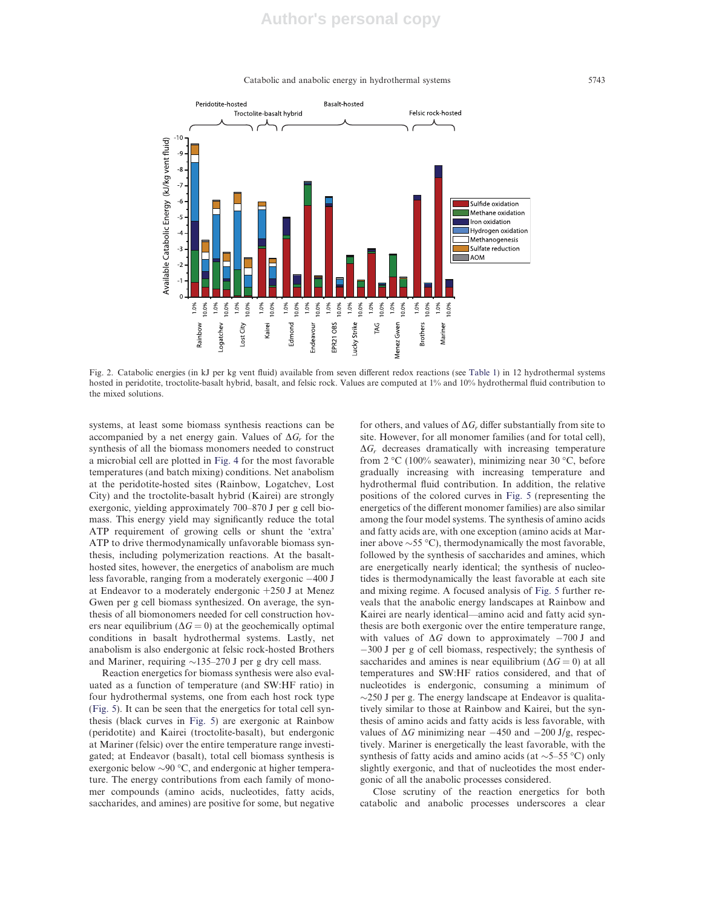Fig. 2. Catabolic energies (in kJ per kg vent fluid) available from seven different redox reactions (see Table 1) in 12 hydrothermal systems hosted in peridotite, troctolite-basalt hybrid, basalt, and felsic rock. Values are computed at 1% and 10% hydrothermal fluid contribution to the mixed solutions.

systems, at least some biomass synthesis reactions can be accompanied by a net energy gain. Values of $\Delta G_r$ for the synthesis of all the biomass monomers needed to construct a microbial cell are plotted in Fig. 4 for the most favorable temperatures (and batch mixing) conditions. Net anabolism at the peridotite-hosted sites (Rainbow, Logatchev, Lost City) and the troctolite-basalt hybrid (Kairei) are strongly exergonic, yielding approximately 700–870 J per g cell biomass. This energy yield may significantly reduce the total ATP requirement of growing cells or shunt the 'extra' ATP to drive thermodynamically unfavorable biomass synthesis, including polymerization reactions. At the basalt-hosted sites, however, the energetics of anabolism are much less favorable, ranging from a moderately exergonic −400 J at Endeavor to a moderately endergonic +250 J at Menez Gwen per g cell biomass synthesized. On average, the synthesis of all biomonomers needed for cell construction hovers near equilibrium ($\Delta G = 0$) at the geochemically optimal conditions in basalt hydrothermal systems. Lastly, net anabolism is also endergonic at felsic rock-hosted Brothers and Mariner, requiring ~135–270 J per g dry cell mass.

Reaction energetics for biomass synthesis were also evaluated as a function of temperature (and SW:HF ratio) in four hydrothermal systems, one from each host rock type (Fig. 5). It can be seen that the energetics for total cell synthesis (black curves in Fig. 5) are exergonic at Rainbow (peridotite) and Kairei (troctolite-basalt), but endergonic at Mariner (felsic) over the entire temperature range investigated; at Endeavor (basalt), total cell biomass synthesis is exergonic below ~90 °C, and endergonic at higher temperature. The energy contributions from each family of monomer compounds (amino acids, nucleotides, fatty acids, saccharides, and amines) are positive for some, but negative for others, and values of $\Delta G_r$ differ substantially from site to site. However, for all monomer families (and for total cell), $\Delta G_r$ decreases dramatically with increasing temperature from 2 °C (100% seawater), minimizing near 30 °C, before gradually increasing with increasing temperature and hydrothermal fluid contribution. In addition, the relative positions of the colored curves in Fig. 5 (representing the energetics of the different monomer families) are also similar among the four model systems. The synthesis of amino acids and fatty acids are, with one exception (amino acids at Mariner above ~55 °C), thermodynamically the most favorable, followed by the synthesis of saccharides and amines, which are energetically nearly identical; the synthesis of nucleotides is thermodynamically the least favorable at each site and mixing regime. A focused analysis of Fig. 5 further reveals that the anabolic energy landscapes at Rainbow and Kairei are nearly identical—amino acid and fatty acid synthesis are both exergonic over the entire temperature range, with values of $\Delta G$ down to approximately −700 J and −300 J per g of cell biomass, respectively; the synthesis of saccharides and amines is near equilibrium ($\Delta G = 0$) at all temperatures and SW:HF ratios considered, and that of nucleotides is endergonic, consuming a minimum of ~250 J per g. The energy landscape at Endeavor is qualitatively similar to those at Rainbow and Kairei, but the synthesis of amino acids and fatty acids is less favorable, with values of $\Delta G$ minimizing near −450 and −200 J/g, respectively. Mariner is energetically the least favorable, with the synthesis of fatty acids and amino acids (at ~5–55 °C) only slightly exergonic, and that of nucleotides the most endergonic of all the anabolic processes considered.

Close scrutiny of the reaction energetics for both catabolic and anabolic processes underscores a clear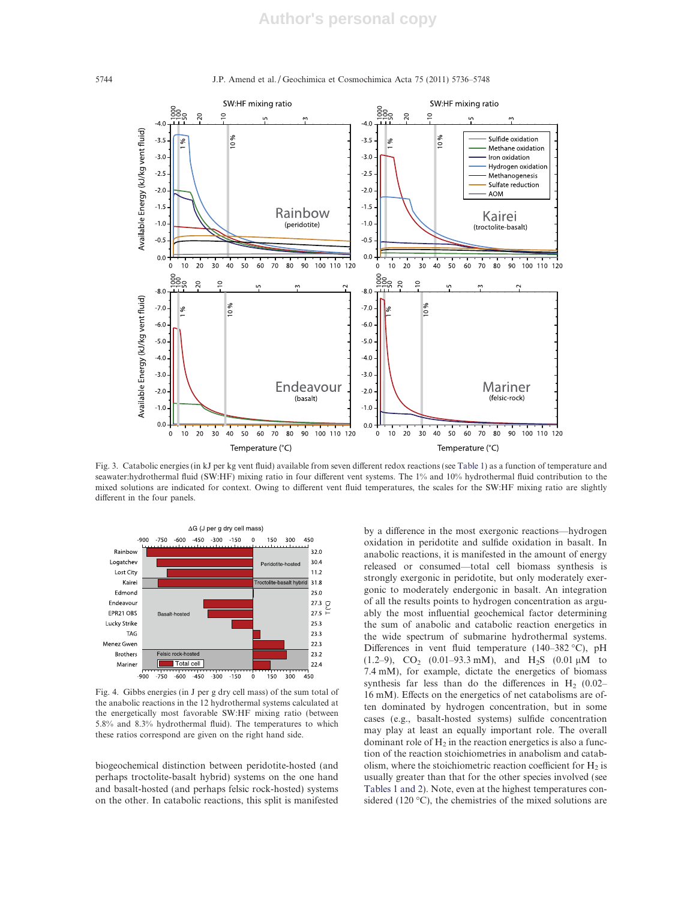Fig. 3. Catabolic energies (in kJ per kg vent fluid) available from seven different redox reactions (see Table 1) as a function of temperature and seawater:hydrothermal fluid (SW:HF) mixing ratio in four different vent systems. The 1% and 10% hydrothermal fluid contribution to the mixed solutions are indicated for context. Owing to different vent fluid temperatures, the scales for the SW:HF mixing ratio are slightly different in the four panels.

Fig. 4. Gibbs energies (in J per g dry cell mass) of the sum total of the anabolic reactions in the 12 hydrothermal systems calculated at the energetically most favorable SW:HF mixing ratio (between 5.8% and 8.3% hydrothermal fluid). The temperatures to which these ratios correspond are given on the right hand side.

biogeochemical distinction between peridotite-hosted (and perhaps troctolite-basalt hybrid) systems on the one hand and basalt-hosted (and perhaps felsic rock-hosted) systems on the other. In catabolic reactions, this split is manifested by a difference in the most exergonic reactions—hydrogen oxidation in peridotite and sulfide oxidation in basalt. In anabolic reactions, it is manifested in the amount of energy released or consumed—total cell biomass synthesis is strongly exergonic in peridotite, but only moderately exergonic to moderately endergonic in basalt. An integration of all the results points to hydrogen concentration as arguably the most influential geochemical factor determining the sum of anabolic and catabolic reaction energetics in the wide spectrum of submarine hydrothermal systems. Differences in vent fluid temperature (140–382 °C), pH (1.2–9), $CO_2$ (0.01–93.3 mM), and $H_2S$ (0.01 μM to 7.4 mM), for example, dictate the energetics of biomass synthesis far less than do the differences in $H_2$ (0.02–16 mM). Effects on the energetics of net catabolisms are often dominated by hydrogen concentration, but in some cases (e.g., basalt-hosted systems) sulfide concentration may play at least an equally important role. The overall dominant role of $H_2$ in the reaction energetics is also a function of the reaction stoichiometries in anabolism and catabolism, where the stoichiometric reaction coefficient for $H_2$ is usually greater than that for the other species involved (see Tables 1 and 2). Note, even at the highest temperatures considered (120 °C), the chemistries of the mixed solutions are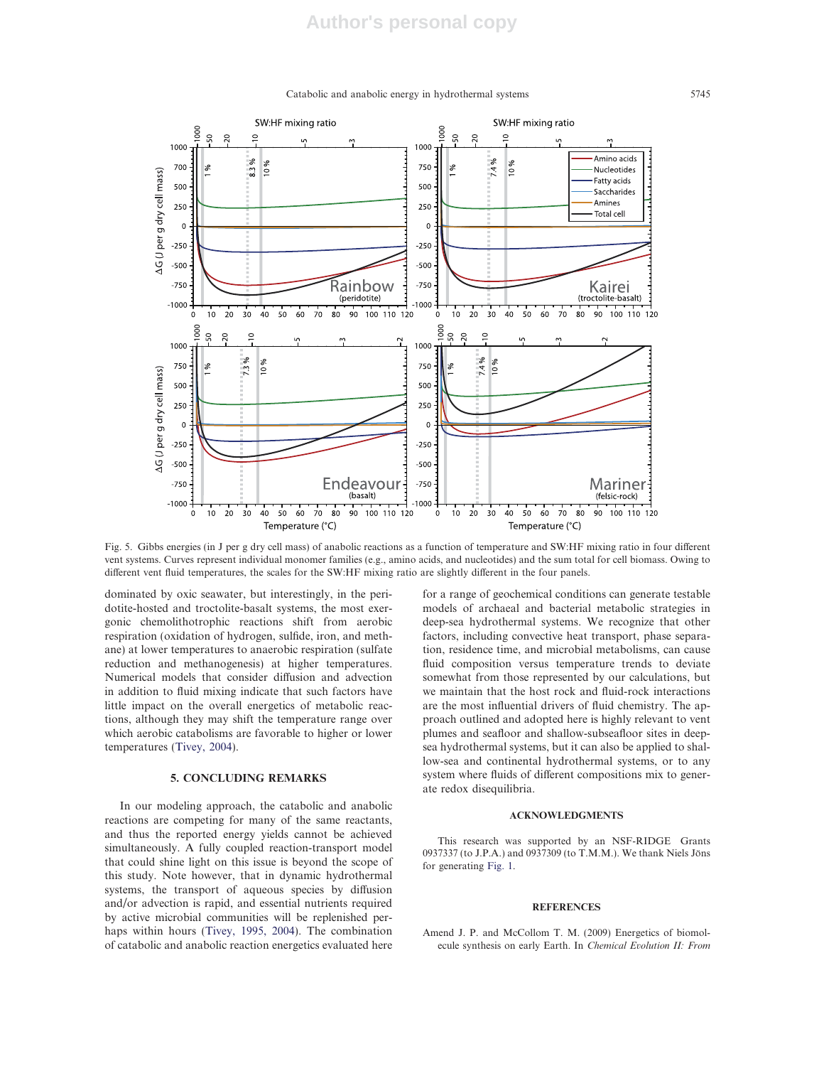SW:HF mixing ratio

1000 50 20 10 5 3

1% 8.3% 10%

ΔG (J per g dry cell mass)

Rainbow (peridotite)

SW:HF mixing ratio

1000 50 20 10 5 3

1% 7.4% 10%

Amino acids
Nucleotides
Fatty acids
Saccharides
Amines
Total cell

Kairei (troctolite-basalt)

1000 50 20 10 5 3 2

1% 7.3% 10%

ΔG (J per g dry cell mass)

Endeavour (basalt)

1000 50 20 10 5 3 2

1% 7.4% 10%

Mariner (felsic-rock)

Temperature (°C)

Temperature (°C)

Fig. 5. Gibbs energies (in J per g dry cell mass) of anabolic reactions as a function of temperature and SW:HF mixing ratio in four different vent systems. Curves represent individual monomer families (e.g., amino acids, and nucleotides) and the sum total for cell biomass. Owing to different vent fluid temperatures, the scales for the SW:HF mixing ratio are slightly different in the four panels.

dominated by oxic seawater, but interestingly, in the peridotite-hosted and troctolite-basalt systems, the most exergonic chemolithotrophic reactions shift from aerobic respiration (oxidation of hydrogen, sulfide, iron, and methane) at lower temperatures to anaerobic respiration (sulfate reduction and methanogenesis) at higher temperatures. Numerical models that consider diffusion and advection in addition to fluid mixing indicate that such factors have little impact on the overall energetics of metabolic reactions, although they may shift the temperature range over which aerobic catabolisms are favorable to higher or lower temperatures (Tivey, 2004).

## 5. CONCLUDING REMARKS

In our modeling approach, the catabolic and anabolic reactions are competing for many of the same reactants, and thus the reported energy yields cannot be achieved simultaneously. A fully coupled reaction-transport model that could shine light on this issue is beyond the scope of this study. Note however, that in dynamic hydrothermal systems, the transport of aqueous species by diffusion and/or advection is rapid, and essential nutrients required by active microbial communities will be replenished perhaps within hours (Tivey, 1995, 2004). The combination of catabolic and anabolic reaction energetics evaluated here for a range of geochemical conditions can generate testable models of archaeal and bacterial metabolic strategies in deep-sea hydrothermal systems. We recognize that other factors, including convective heat transport, phase separation, residence time, and microbial metabolisms, can cause fluid composition versus temperature trends to deviate somewhat from those represented by our calculations, but we maintain that the host rock and fluid-rock interactions are the most influential drivers of fluid chemistry. The approach outlined and adopted here is highly relevant to vent plumes and seafloor and shallow-subseafloor sites in deep-sea hydrothermal systems, but it can also be applied to shallow-sea and continental hydrothermal systems, or to any system where fluids of different compositions mix to generate redox disequilibria.

## ACKNOWLEDGMENTS

This research was supported by an NSF-RIDGE Grants 0937337 (to J.P.A.) and 0937309 (to T.M.M.). We thank Niels Jöns for generating Fig. 1.

## REFERENCES

Amend J. P. and McCollom T. M. (2009) Energetics of biomolecule synthesis on early Earth. In *Chemical Evolution II: From*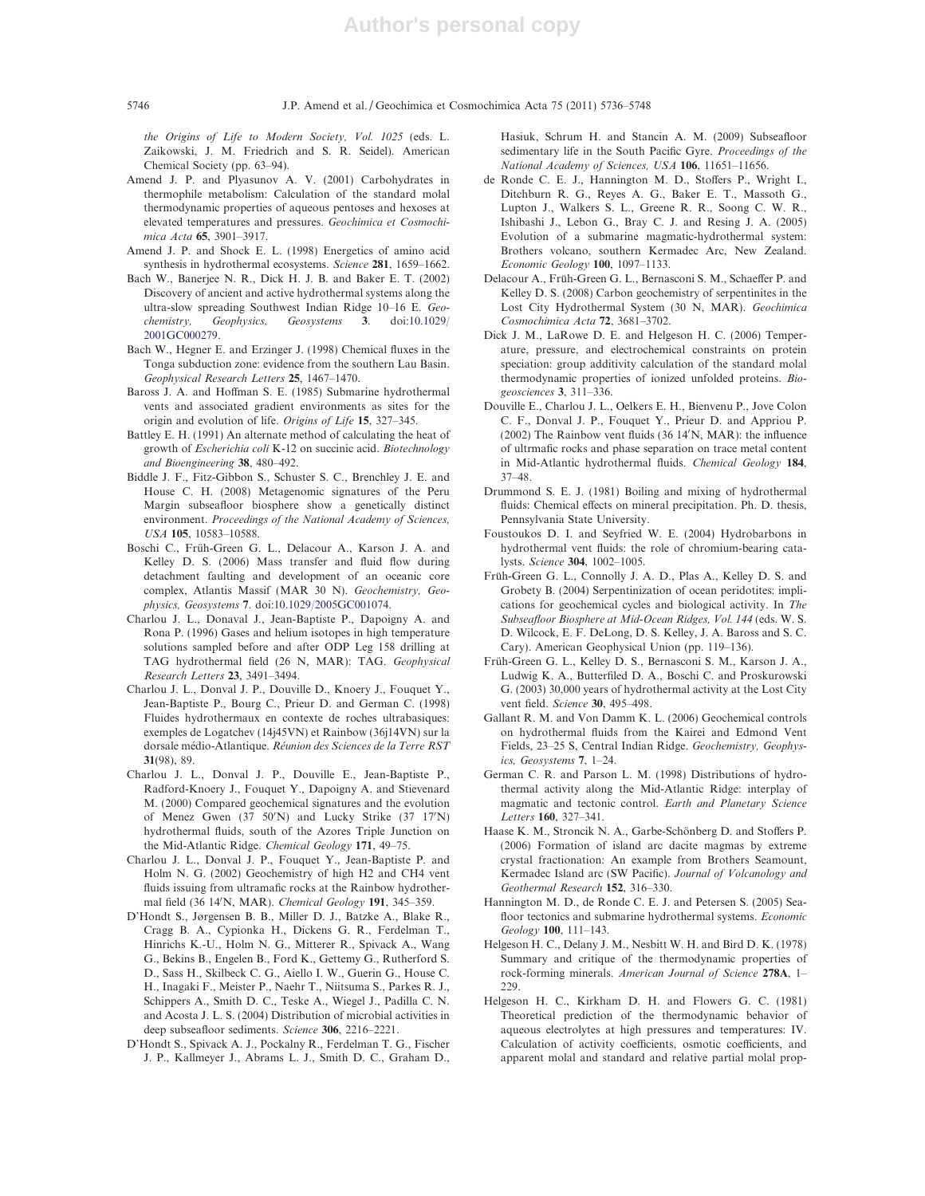*the Origins of Life to Modern Society, Vol. 1025* (eds. L. Zaikowski, J. M. Friedrich and S. R. Seidel). American Chemical Society (pp. 63–94).

Amend J. P. and Plyasunov A. V. (2001) Carbohydrates in thermophile metabolism: Calculation of the standard molal thermodynamic properties of aqueous pentoses and hexoses at elevated temperatures and pressures. *Geochimica et Cosmochimica Acta* **65**, 3901–3917.

Amend J. P. and Shock E. L. (1998) Energetics of amino acid synthesis in hydrothermal ecosystems. *Science* **281**, 1659–1662.

Bach W., Banerjee N. R., Dick H. J. B. and Baker E. T. (2002) Discovery of ancient and active hydrothermal systems along the ultra-slow spreading Southwest Indian Ridge 10–16 E. *Geochemistry, Geophysics, Geosystems* **3**. doi:10.1029/2001GC000279.

Bach W., Hegner E. and Erzinger J. (1998) Chemical fluxes in the Tonga subduction zone: evidence from the southern Lau Basin. *Geophysical Research Letters* **25**, 1467–1470.

Baross J. A. and Hoffman S. E. (1985) Submarine hydrothermal vents and associated gradient environments as sites for the origin and evolution of life. *Origins of Life* **15**, 327–345.

Battley E. H. (1991) An alternate method of calculating the heat of growth of *Escherichia coli* K-12 on succinic acid. *Biotechnology and Bioengineering* **38**, 480–492.

Biddle J. F., Fitz-Gibbon S., Schuster S. C., Brenchley J. E. and House C. H. (2008) Metagenomic signatures of the Peru Margin subseafloor biosphere show a genetically distinct environment. *Proceedings of the National Academy of Sciences, USA* **105**, 10583–10588.

Boschi C., Früh-Green G. L., Delacour A., Karson J. A. and Kelley D. S. (2006) Mass transfer and fluid flow during detachment faulting and development of an oceanic core complex, Atlantis Massif (MAR 30 N). *Geochemistry, Geophysics, Geosystems* **7**. doi:10.1029/2005GC001074.

Charlou J. L., Donaval J., Jean-Baptiste P., Dapoigny A. and Rona P. (1996) Gases and helium isotopes in high temperature solutions sampled before and after ODP Leg 158 drilling at TAG hydrothermal field (26 N, MAR): TAG. *Geophysical Research Letters* **23**, 3491–3494.

Charlou J. L., Donval J. P., Douville D., Knoery J., Fouquet Y., Jean-Baptiste P., Bourg C., Prieur D. and German C. (1998) Fluides hydrothermaux en contexte de roches ultrabasiques: exemples de Logatchev (14j45VN) et Rainbow (36j14VN) sur la dorsale médio-Atlantique. *Réunion des Sciences de la Terre RST* **31**(98), 89.

Charlou J. L., Donval J. P., Douville E., Jean-Baptiste P., Radford-Knoery J., Fouquet Y., Dapoigny A. and Stievenard M. (2000) Compared geochemical signatures and the evolution of Menez Gwen (37 50′N) and Lucky Strike (37 17′N) hydrothermal fluids, south of the Azores Triple Junction on the Mid-Atlantic Ridge. *Chemical Geology* **171**, 49–75.

Charlou J. L., Donval J. P., Fouquet Y., Jean-Baptiste P. and Holm N. G. (2002) Geochemistry of high H2 and CH4 vent fluids issuing from ultramafic rocks at the Rainbow hydrothermal field (36 14′N, MAR). *Chemical Geology* **191**, 345–359.

D'Hondt S., Jørgensen B. B., Miller D. J., Batzke A., Blake R., Cragg B. A., Cypionka H., Dickens G. R., Ferdelman T., Hinrichs K.-U., Holm N. G., Mitterer R., Spivack A., Wang G., Bekins B., Engelen B., Ford K., Gettemy G., Rutherford S. D., Sass H., Skilbeck C. G., Aiello I. W., Guerin G., House C. H., Inagaki F., Meister P., Naehr T., Niitsuma S., Parkes R. J., Schippers A., Smith D. C., Teske A., Wiegel J., Padilla C. N. and Acosta J. L. S. (2004) Distribution of microbial activities in deep subseafloor sediments. *Science* **306**, 2216–2221.

D'Hondt S., Spivack A. J., Pockalny R., Ferdelman T. G., Fischer J. P., Kallmeyer J., Abrams L. J., Smith D. C., Graham D., Hasiuk, Schrum H. and Stancin A. M. (2009) Subseafloor sedimentary life in the South Pacific Gyre. *Proceedings of the National Academy of Sciences, USA* **106**, 11651–11656.

de Ronde C. E. J., Hannington M. D., Stoffers P., Wright I., Ditchburn R. G., Reyes A. G., Baker E. T., Massoth G., Lupton J., Walkers S. L., Greene R. R., Soong C. W. R., Ishibashi J., Lebon G., Bray C. J. and Resing J. A. (2005) Evolution of a submarine magmatic-hydrothermal system: Brothers volcano, southern Kermadec Arc, New Zealand. *Economic Geology* **100**, 1097–1133.

Delacour A., Früh-Green G. L., Bernasconi S. M., Schaeffer P. and Kelley D. S. (2008) Carbon geochemistry of serpentinites in the Lost City Hydrothermal System (30 N, MAR). *Geochimica Cosmochimica Acta* **72**, 3681–3702.

Dick J. M., LaRowe D. E. and Helgeson H. C. (2006) Temperature, pressure, and electrochemical constraints on protein speciation: group additivity calculation of the standard molal thermodynamic properties of ionized unfolded proteins. *Biogeosciences* **3**, 311–336.

Douville E., Charlou J. L., Oelkers E. H., Bienvenu P., Jove Colon C. F., Donval J. P., Fouquet Y., Prieur D. and Appriou P. (2002) The Rainbow vent fluids (36 14′N, MAR): the influence of ultrmafic rocks and phase separation on trace metal content in Mid-Atlantic hydrothermal fluids. *Chemical Geology* **184**, 37–48.

Drummond S. E. J. (1981) Boiling and mixing of hydrothermal fluids: Chemical effects on mineral precipitation. Ph. D. thesis, Pennsylvania State University.

Foustoukos D. I. and Seyfried W. E. (2004) Hydrobarbons in hydrothermal vent fluids: the role of chromium-bearing catalysts. *Science* **304**, 1002–1005.

Früh-Green G. L., Connolly J. A. D., Plas A., Kelley D. S. and Grobety B. (2004) Serpentinization of ocean peridotites: implications for geochemical cycles and biological activity. In *The Subseafloor Biosphere at Mid-Ocean Ridges, Vol. 144* (eds. W. S. D. Wilcock, E. F. DeLong, D. S. Kelley, J. A. Baross and S. C. Cary). American Geophysical Union (pp. 119–136).

Früh-Green G. L., Kelley D. S., Bernasconi S. M., Karson J. A., Ludwig K. A., Butterfiled D. A., Boschi C. and Proskurowski G. (2003) 30,000 years of hydrothermal activity at the Lost City vent field. *Science* **30**, 495–498.

Gallant R. M. and Von Damm K. L. (2006) Geochemical controls on hydrothermal fluids from the Kairei and Edmond Vent Fields, 23–25 S, Central Indian Ridge. *Geochemistry, Geophysics, Geosystems* **7**, 1–24.

German C. R. and Parson L. M. (1998) Distributions of hydrothermal activity along the Mid-Atlantic Ridge: interplay of magmatic and tectonic control. *Earth and Planetary Science Letters* **160**, 327–341.

Haase K. M., Stroncik N. A., Garbe-Schönberg D. and Stoffers P. (2006) Formation of island arc dacite magmas by extreme crystal fractionation: An example from Brothers Seamount, Kermadec Island arc (SW Pacific). *Journal of Volcanology and Geothermal Research* **152**, 316–330.

Hannington M. D., de Ronde C. E. J. and Petersen S. (2005) Seafloor tectonics and submarine hydrothermal systems. *Economic Geology* **100**, 111–143.

Helgeson H. C., Delany J. M., Nesbitt W. H. and Bird D. K. (1978) Summary and critique of the thermodynamic properties of rock-forming minerals. *American Journal of Science* **278A**, 1–229.

Helgeson H. C., Kirkham D. H. and Flowers G. C. (1981) Theoretical prediction of the thermodynamic behavior of aqueous electrolytes at high pressures and temperatures: IV. Calculation of activity coefficients, osmotic coefficients, and apparent molal and standard and relative partial molal prop-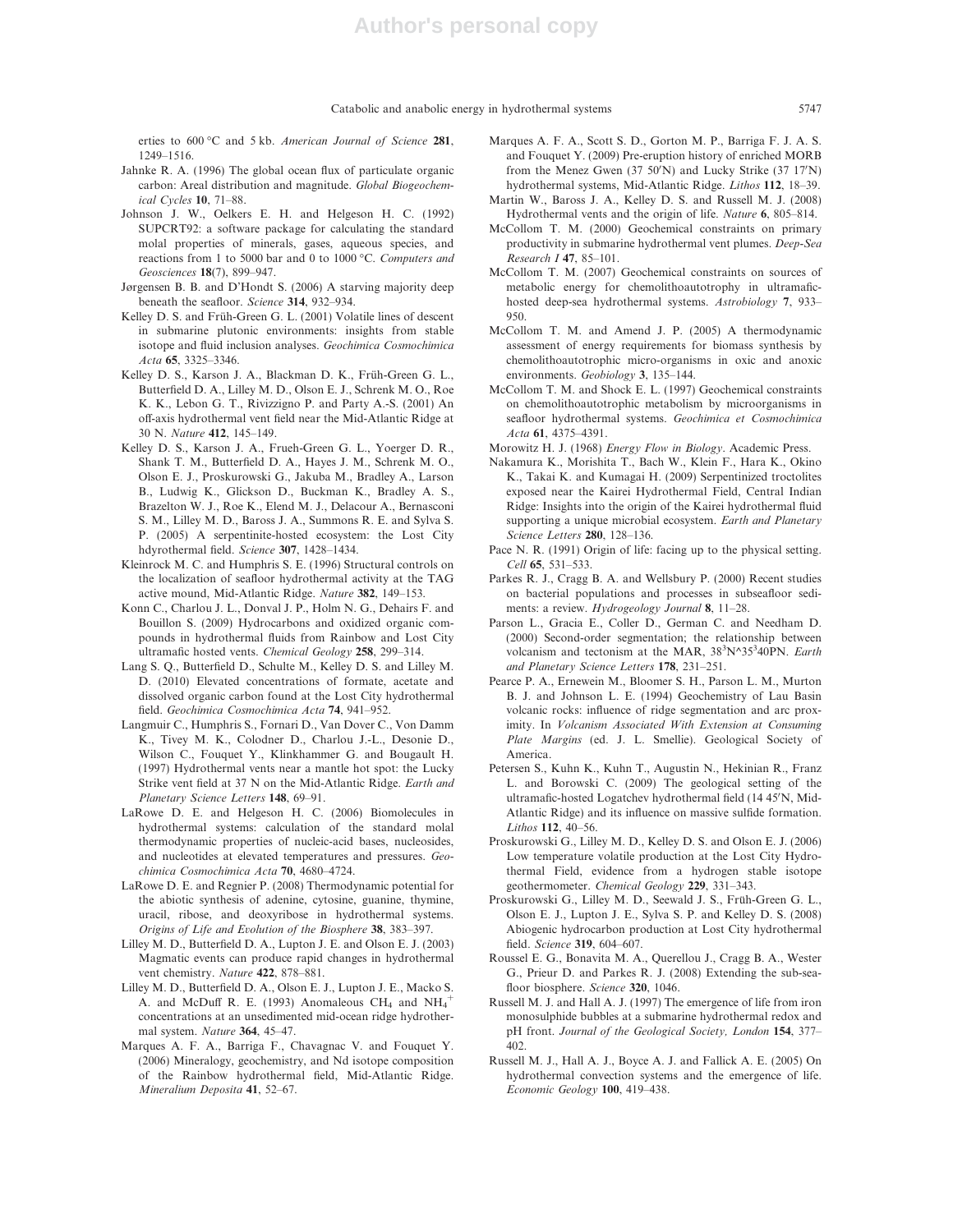erties to 600 °C and 5 kb. *American Journal of Science* **281**, 1249–1516.

Jahnke R. A. (1996) The global ocean flux of particulate organic carbon: Areal distribution and magnitude. *Global Biogeochemical Cycles* **10**, 71–88.

Johnson J. W., Oelkers E. H. and Helgeson H. C. (1992) SUPCRT92: a software package for calculating the standard molal properties of minerals, gases, aqueous species, and reactions from 1 to 5000 bar and 0 to 1000 °C. *Computers and Geosciences* **18**(7), 899–947.

Jørgensen B. B. and D'Hondt S. (2006) A starving majority deep beneath the seafloor. *Science* **314**, 932–934.

Kelley D. S. and Früh-Green G. L. (2001) Volatile lines of descent in submarine plutonic environments: insights from stable isotope and fluid inclusion analyses. *Geochimica Cosmochimica Acta* **65**, 3325–3346.

Kelley D. S., Karson J. A., Blackman D. K., Früh-Green G. L., Butterfield D. A., Lilley M. D., Olson E. J., Schrenk M. O., Roe K. K., Lebon G. T., Rivizzigno P. and Party A.-S. (2001) An off-axis hydrothermal vent field near the Mid-Atlantic Ridge at 30 N. *Nature* **412**, 145–149.

Kelley D. S., Karson J. A., Frueh-Green G. L., Yoerger D. R., Shank T. M., Butterfield D. A., Hayes J. M., Schrenk M. O., Olson E. J., Proskurowski G., Jakuba M., Bradley A., Larson B., Ludwig K., Glickson D., Buckman K., Bradley A. S., Brazelton W. J., Roe K., Elend M. J., Delacour A., Bernasconi S. M., Lilley M. D., Baross J. A., Summons R. E. and Sylva S. P. (2005) A serpentinite-hosted ecosystem: the Lost City hdyrothermal field. *Science* **307**, 1428–1434.

Kleinrock M. C. and Humphris S. E. (1996) Structural controls on the localization of seafloor hydrothermal activity at the TAG active mound, Mid-Atlantic Ridge. *Nature* **382**, 149–153.

Konn C., Charlou J. L., Donval J. P., Holm N. G., Dehairs F. and Bouillon S. (2009) Hydrocarbons and oxidized organic compounds in hydrothermal fluids from Rainbow and Lost City ultramafic hosted vents. *Chemical Geology* **258**, 299–314.

Lang S. Q., Butterfield D., Schulte M., Kelley D. S. and Lilley M. D. (2010) Elevated concentrations of formate, acetate and dissolved organic carbon found at the Lost City hydrothermal field. *Geochimica Cosmochimica Acta* **74**, 941–952.

Langmuir C., Humphris S., Fornari D., Van Dover C., Von Damm K., Tivey M. K., Colodner D., Charlou J.-L., Desonie D., Wilson C., Fouquet Y., Klinkhammer G. and Bougault H. (1997) Hydrothermal vents near a mantle hot spot: the Lucky Strike vent field at 37 N on the Mid-Atlantic Ridge. *Earth and Planetary Science Letters* **148**, 69–91.

LaRowe D. E. and Helgeson H. C. (2006) Biomolecules in hydrothermal systems: calculation of the standard molal thermodynamic properties of nucleic-acid bases, nucleosides, and nucleotides at elevated temperatures and pressures. *Geochimica Cosmochimica Acta* **70**, 4680–4724.

LaRowe D. E. and Regnier P. (2008) Thermodynamic potential for the abiotic synthesis of adenine, cytosine, guanine, thymine, uracil, ribose, and deoxyribose in hydrothermal systems. *Origins of Life and Evolution of the Biosphere* **38**, 383–397.

Lilley M. D., Butterfield D. A., Lupton J. E. and Olson E. J. (2003) Magmatic events can produce rapid changes in hydrothermal vent chemistry. *Nature* **422**, 878–881.

Lilley M. D., Butterfield D. A., Olson E. J., Lupton J. E., Macko S. A. and McDuff R. E. (1993) Anomaleous $CH_4$ and $NH_4^+$ concentrations at an unsedimented mid-ocean ridge hydrothermal system. *Nature* **364**, 45–47.

Marques A. F. A., Barriga F., Chavagnac V. and Fouquet Y. (2006) Mineralogy, geochemistry, and Nd isotope composition of the Rainbow hydrothermal field, Mid-Atlantic Ridge. *Mineralium Deposita* **41**, 52–67.

Marques A. F. A., Scott S. D., Gorton M. P., Barriga F. J. A. S. and Fouquet Y. (2009) Pre-eruption history of enriched MORB from the Menez Gwen (37 50′N) and Lucky Strike (37 17′N) hydrothermal systems, Mid-Atlantic Ridge. *Lithos* **112**, 18–39.

Martin W., Baross J. A., Kelley D. S. and Russell M. J. (2008) Hydrothermal vents and the origin of life. *Nature* **6**, 805–814.

McCollom T. M. (2000) Geochemical constraints on primary productivity in submarine hydrothermal vent plumes. *Deep-Sea Research I* **47**, 85–101.

McCollom T. M. (2007) Geochemical constraints on sources of metabolic energy for chemolithoautotrophy in ultramafic-hosted deep-sea hydrothermal systems. *Astrobiology* **7**, 933–950.

McCollom T. M. and Amend J. P. (2005) A thermodynamic assessment of energy requirements for biomass synthesis by chemolithoautotrophic micro-organisms in oxic and anoxic environments. *Geobiology* **3**, 135–144.

McCollom T. M. and Shock E. L. (1997) Geochemical constraints on chemolithoautotrophic metabolism by microorganisms in seafloor hydrothermal systems. *Geochimica et Cosmochimica Acta* **61**, 4375–4391.

Morowitz H. J. (1968) *Energy Flow in Biology*. Academic Press.

Nakamura K., Morishita T., Bach W., Klein F., Hara K., Okino K., Takai K. and Kumagai H. (2009) Serpentinized troctolites exposed near the Kairei Hydrothermal Field, Central Indian Ridge: Insights into the origin of the Kairei hydrothermal fluid supporting a unique microbial ecosystem. *Earth and Planetary Science Letters* **280**, 128–136.

Pace N. R. (1991) Origin of life: facing up to the physical setting. *Cell* **65**, 531–533.

Parkes R. J., Cragg B. A. and Wellsbury P. (2000) Recent studies on bacterial populations and processes in subseafloor sediments: a review. *Hydrogeology Journal* **8**, 11–28.

Parson L., Gracia E., Coller D., German C. and Needham D. (2000) Second-order segmentation; the relationship between volcanism and tectonism at the MAR, 38^3N^35^3 40PN. *Earth and Planetary Science Letters* **178**, 231–251.

Pearce P. A., Ernewein M., Bloomer S. H., Parson L. M., Murton B. J. and Johnson L. E. (1994) Geochemistry of Lau Basin volcanic rocks: influence of ridge segmentation and arc proximity. In *Volcanism Associated With Extension at Consuming Plate Margins* (ed. J. L. Smellie). Geological Society of America.

Petersen S., Kuhn K., Kuhn T., Augustin N., Hekinian R., Franz L. and Borowski C. (2009) The geological setting of the ultramafic-hosted Logatchev hydrothermal field (14 45′N, Mid-Atlantic Ridge) and its influence on massive sulfide formation. *Lithos* **112**, 40–56.

Proskurowski G., Lilley M. D., Kelley D. S. and Olson E. J. (2006) Low temperature volatile production at the Lost City Hydrothermal Field, evidence from a hydrogen stable isotope geothermometer. *Chemical Geology* **229**, 331–343.

Proskurowski G., Lilley M. D., Seewald J. S., Früh-Green G. L., Olson E. J., Lupton J. E., Sylva S. P. and Kelley D. S. (2008) Abiogenic hydrocarbon production at Lost City hydrothermal field. *Science* **319**, 604–607.

Roussel E. G., Bonavita M. A., Querellou J., Cragg B. A., Wester G., Prieur D. and Parkes R. J. (2008) Extending the sub-seafloor biosphere. *Science* **320**, 1046.

Russell M. J. and Hall A. J. (1997) The emergence of life from iron monosulphide bubbles at a submarine hydrothermal redox and pH front. *Journal of the Geological Society, London* **154**, 377–402.

Russell M. J., Hall A. J., Boyce A. J. and Fallick A. E. (2005) On hydrothermal convection systems and the emergence of life. *Economic Geology* **100**, 419–438.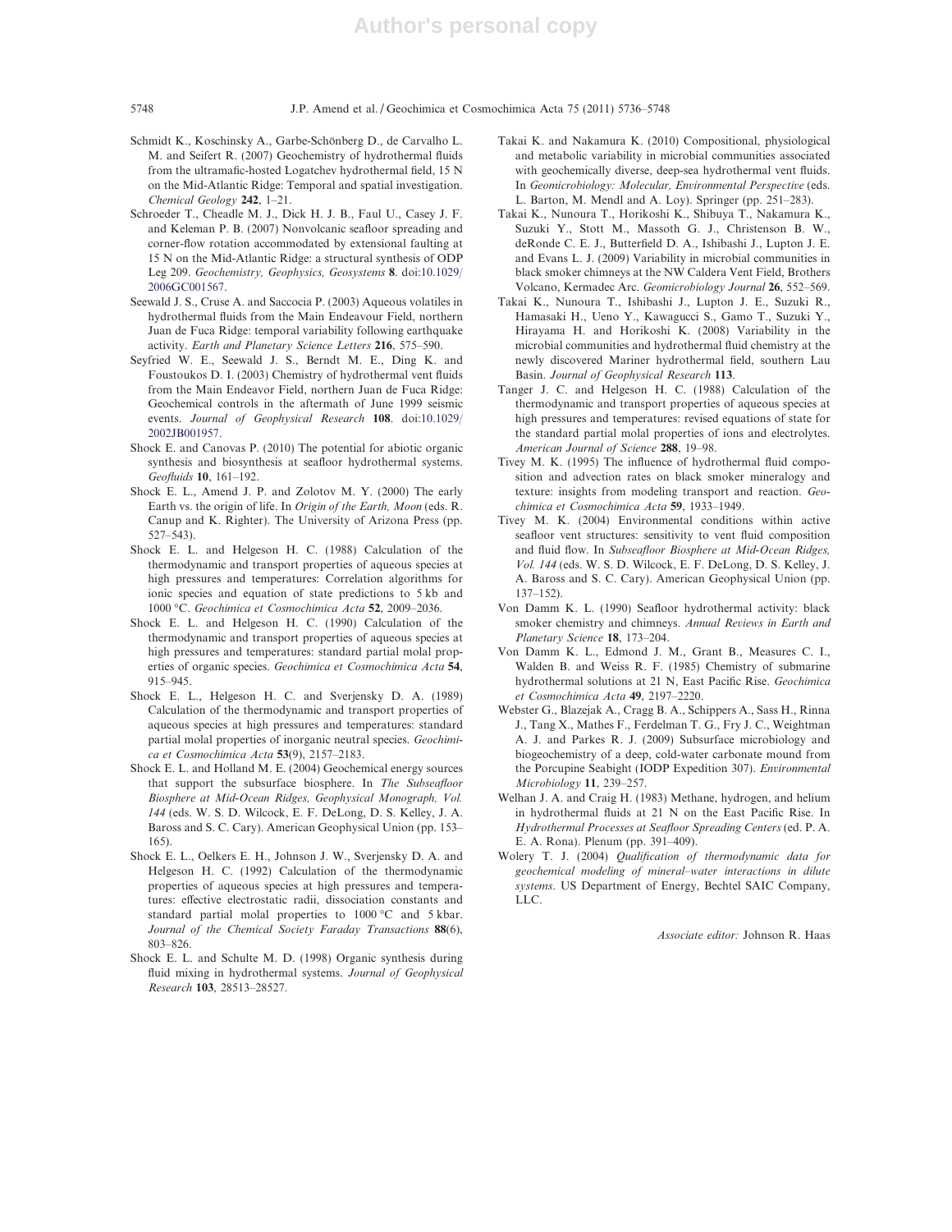Schmidt K., Koschinsky A., Garbe-Schönberg D., de Carvalho L. M. and Seifert R. (2007) Geochemistry of hydrothermal fluids from the ultramafic-hosted Logatchev hydrothermal field, 15 N on the Mid-Atlantic Ridge: Temporal and spatial investigation. *Chemical Geology* **242**, 1–21.

Schroeder T., Cheadle M. J., Dick H. J. B., Faul U., Casey J. F. and Keleman P. B. (2007) Nonvolcanic seafloor spreading and corner-flow rotation accommodated by extensional faulting at 15 N on the Mid-Atlantic Ridge: a structural synthesis of ODP Leg 209. *Geochemistry, Geophysics, Geosystems* **8**. doi:10.1029/2006GC001567.

Seewald J. S., Cruse A. and Saccocia P. (2003) Aqueous volatiles in hydrothermal fluids from the Main Endeavour Field, northern Juan de Fuca Ridge: temporal variability following earthquake activity. *Earth and Planetary Science Letters* **216**, 575–590.

Seyfried W. E., Seewald J. S., Berndt M. E., Ding K. and Foustoukos D. I. (2003) Chemistry of hydrothermal vent fluids from the Main Endeavor Field, northern Juan de Fuca Ridge: Geochemical controls in the aftermath of June 1999 seismic events. *Journal of Geophysical Research* **108**. doi:10.1029/2002JB001957.

Shock E. and Canovas P. (2010) The potential for abiotic organic synthesis and biosynthesis at seafloor hydrothermal systems. *Geofluids* **10**, 161–192.

Shock E. L., Amend J. P. and Zolotov M. Y. (2000) The early Earth vs. the origin of life. In *Origin of the Earth, Moon* (eds. R. Canup and K. Righter). The University of Arizona Press (pp. 527–543).

Shock E. L. and Helgeson H. C. (1988) Calculation of the thermodynamic and transport properties of aqueous species at high pressures and temperatures: Correlation algorithms for ionic species and equation of state predictions to 5 kb and 1000 °C. *Geochimica et Cosmochimica Acta* **52**, 2009–2036.

Shock E. L. and Helgeson H. C. (1990) Calculation of the thermodynamic and transport properties of aqueous species at high pressures and temperatures: standard partial molal properties of organic species. *Geochimica et Cosmochimica Acta* **54**, 915–945.

Shock E. L., Helgeson H. C. and Sverjensky D. A. (1989) Calculation of the thermodynamic and transport properties of aqueous species at high pressures and temperatures: standard partial molal properties of inorganic neutral species. *Geochimica et Cosmochimica Acta* **53**(9), 2157–2183.

Shock E. L. and Holland M. E. (2004) Geochemical energy sources that support the subsurface biosphere. In *The Subseafloor Biosphere at Mid-Ocean Ridges, Geophysical Monograph, Vol. 144* (eds. W. S. D. Wilcock, E. F. DeLong, D. S. Kelley, J. A. Baross and S. C. Cary). American Geophysical Union (pp. 153–165).

Shock E. L., Oelkers E. H., Johnson J. W., Sverjensky D. A. and Helgeson H. C. (1992) Calculation of the thermodynamic properties of aqueous species at high pressures and temperatures: effective electrostatic radii, dissociation constants and standard partial molal properties to 1000 °C and 5 kbar. *Journal of the Chemical Society Faraday Transactions* **88**(6), 803–826.

Shock E. L. and Schulte M. D. (1998) Organic synthesis during fluid mixing in hydrothermal systems. *Journal of Geophysical Research* **103**, 28513–28527.

Takai K. and Nakamura K. (2010) Compositional, physiological and metabolic variability in microbial communities associated with geochemically diverse, deep-sea hydrothermal vent fluids. In *Geomicrobiology: Molecular, Environmental Perspective* (eds. L. Barton, M. Mendl and A. Loy). Springer (pp. 251–283).

Takai K., Nunoura T., Horikoshi K., Shibuya T., Nakamura K., Suzuki Y., Stott M., Massoth G. J., Christenson B. W., deRonde C. E. J., Butterfield D. A., Ishibashi J., Lupton J. E. and Evans L. J. (2009) Variability in microbial communities in black smoker chimneys at the NW Caldera Vent Field, Brothers Volcano, Kermadec Arc. *Geomicrobiology Journal* **26**, 552–569.

Takai K., Nunoura T., Ishibashi J., Lupton J. E., Suzuki R., Hamasaki H., Ueno Y., Kawagucci S., Gamo T., Suzuki Y., Hirayama H. and Horikoshi K. (2008) Variability in the microbial communities and hydrothermal fluid chemistry at the newly discovered Mariner hydrothermal field, southern Lau Basin. *Journal of Geophysical Research* **113**.

Tanger J. C. and Helgeson H. C. (1988) Calculation of the thermodynamic and transport properties of aqueous species at high pressures and temperatures: revised equations of state for the standard partial molal properties of ions and electrolytes. *American Journal of Science* **288**, 19–98.

Tivey M. K. (1995) The influence of hydrothermal fluid composition and advection rates on black smoker mineralogy and texture: insights from modeling transport and reaction. *Geochimica et Cosmochimica Acta* **59**, 1933–1949.

Tivey M. K. (2004) Environmental conditions within active seafloor vent structures: sensitivity to vent fluid composition and fluid flow. In *Subseafloor Biosphere at Mid-Ocean Ridges, Vol. 144* (eds. W. S. D. Wilcock, E. F. DeLong, D. S. Kelley, J. A. Baross and S. C. Cary). American Geophysical Union (pp. 137–152).

Von Damm K. L. (1990) Seafloor hydrothermal activity: black smoker chemistry and chimneys. *Annual Reviews in Earth and Planetary Science* **18**, 173–204.

Von Damm K. L., Edmond J. M., Grant B., Measures C. I., Walden B. and Weiss R. F. (1985) Chemistry of submarine hydrothermal solutions at 21 N, East Pacific Rise. *Geochimica et Cosmochimica Acta* **49**, 2197–2220.

Webster G., Blazejak A., Cragg B. A., Schippers A., Sass H., Rinna J., Tang X., Mathes F., Ferdelman T. G., Fry J. C., Weightman A. J. and Parkes R. J. (2009) Subsurface microbiology and biogeochemistry of a deep, cold-water carbonate mound from the Porcupine Seabight (IODP Expedition 307). *Environmental Microbiology* **11**, 239–257.

Welhan J. A. and Craig H. (1983) Methane, hydrogen, and helium in hydrothermal fluids at 21 N on the East Pacific Rise. In *Hydrothermal Processes at Seafloor Spreading Centers* (ed. P. A. E. A. Rona). Plenum (pp. 391–409).

Wolery T. J. (2004) *Qualification of thermodynamic data for geochemical modeling of mineral–water interactions in dilute systems*. US Department of Energy, Bechtel SAIC Company, LLC.

*Associate editor:* Johnson R. Haas